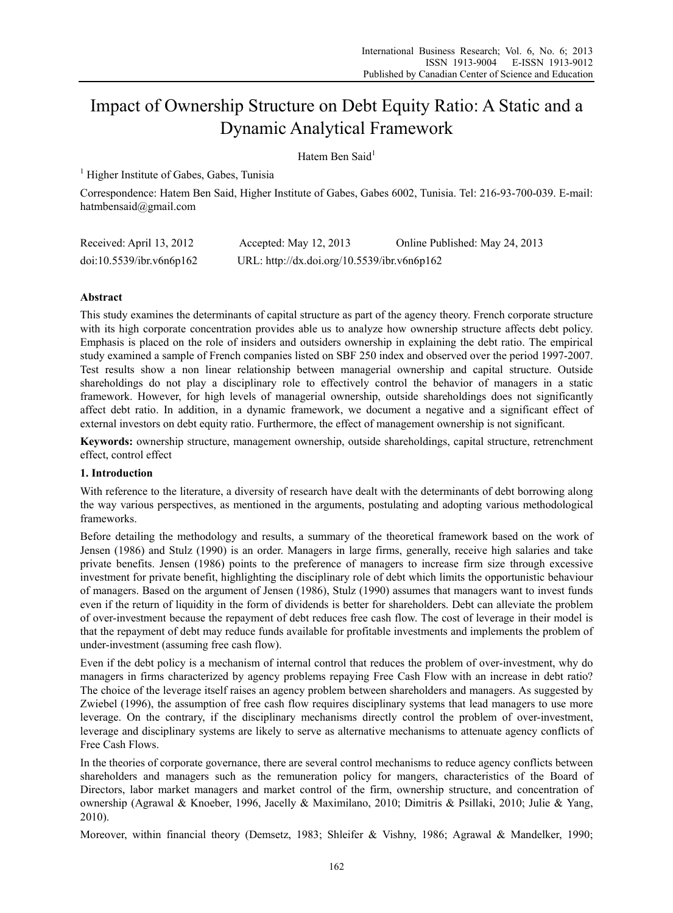# Impact of Ownership Structure on Debt Equity Ratio: A Static and a Dynamic Analytical Framework

Hatem Ben Said[1]

[1] Higher Institute of Gabes, Gabes, Tunisia

Correspondence: Hatem Ben Said, Higher Institute of Gabes, Gabes 6002, Tunisia. Tel: 216-93-700-039. E-mail: hatmbensaid@gmail.com

Received: April 13, 2012 Accepted: May 12, 2013 Online Published: May 24, 2013

doi:10.5539/ibr.v6n6p162 URL: http://dx.doi.org/10.5539/ibr.v6n6p162

## Abstract

This study examines the determinants of capital structure as part of the agency theory. French corporate structure with its high corporate concentration provides able us to analyze how ownership structure affects debt policy. Emphasis is placed on the role of insiders and outsiders ownership in explaining the debt ratio. The empirical study examined a sample of French companies listed on SBF 250 index and observed over the period 1997-2007. Test results show a non linear relationship between managerial ownership and capital structure. Outside shareholdings do not play a disciplinary role to effectively control the behavior of managers in a static framework. However, for high levels of managerial ownership, outside shareholdings does not significantly affect debt ratio. In addition, in a dynamic framework, we document a negative and a significant effect of external investors on debt equity ratio. Furthermore, the effect of management ownership is not significant.

**Keywords:** ownership structure, management ownership, outside shareholdings, capital structure, retrenchment effect, control effect

## 1. Introduction

With reference to the literature, a diversity of research have dealt with the determinants of debt borrowing along the way various perspectives, as mentioned in the arguments, postulating and adopting various methodological frameworks.

Before detailing the methodology and results, a summary of the theoretical framework based on the work of Jensen (1986) and Stulz (1990) is an order. Managers in large firms, generally, receive high salaries and take private benefits. Jensen (1986) points to the preference of managers to increase firm size through excessive investment for private benefit, highlighting the disciplinary role of debt which limits the opportunistic behaviour of managers. Based on the argument of Jensen (1986), Stulz (1990) assumes that managers want to invest funds even if the return of liquidity in the form of dividends is better for shareholders. Debt can alleviate the problem of over-investment because the repayment of debt reduces free cash flow. The cost of leverage in their model is that the repayment of debt may reduce funds available for profitable investments and implements the problem of under-investment (assuming free cash flow).

Even if the debt policy is a mechanism of internal control that reduces the problem of over-investment, why do managers in firms characterized by agency problems repaying Free Cash Flow with an increase in debt ratio? The choice of the leverage itself raises an agency problem between shareholders and managers. As suggested by Zwiebel (1996), the assumption of free cash flow requires disciplinary systems that lead managers to use more leverage. On the contrary, if the disciplinary mechanisms directly control the problem of over-investment, leverage and disciplinary systems are likely to serve as alternative mechanisms to attenuate agency conflicts of Free Cash Flows.

In the theories of corporate governance, there are several control mechanisms to reduce agency conflicts between shareholders and managers such as the remuneration policy for mangers, characteristics of the Board of Directors, labor market managers and market control of the firm, ownership structure, and concentration of ownership (Agrawal & Knoeber, 1996, Jacelly & Maximilano, 2010; Dimitris & Psillaki, 2010; Julie & Yang, 2010).

Moreover, within financial theory (Demsetz, 1983; Shleifer & Vishny, 1986; Agrawal & Mandelker, 1990;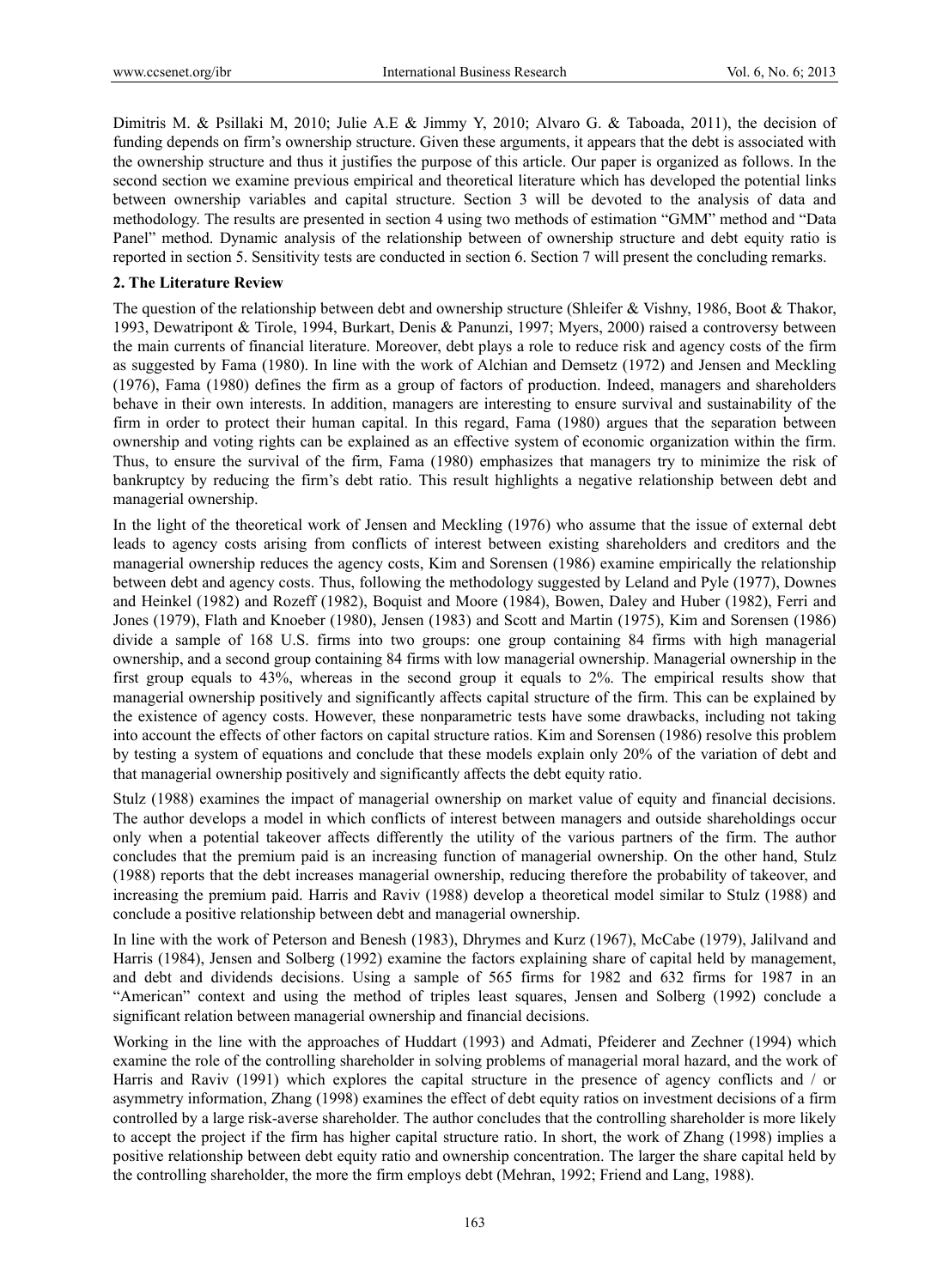Dimitris M. & Psillaki M, 2010; Julie A.E & Jimmy Y, 2010; Alvaro G. & Taboada, 2011), the decision of funding depends on firm's ownership structure. Given these arguments, it appears that the debt is associated with the ownership structure and thus it justifies the purpose of this article. Our paper is organized as follows. In the second section we examine previous empirical and theoretical literature which has developed the potential links between ownership variables and capital structure. Section 3 will be devoted to the analysis of data and methodology. The results are presented in section 4 using two methods of estimation "GMM" method and "Data Panel" method. Dynamic analysis of the relationship between of ownership structure and debt equity ratio is reported in section 5. Sensitivity tests are conducted in section 6. Section 7 will present the concluding remarks.

## 2. The Literature Review

The question of the relationship between debt and ownership structure (Shleifer & Vishny, 1986, Boot & Thakor, 1993, Dewatripont & Tirole, 1994, Burkart, Denis & Panunzi, 1997; Myers, 2000) raised a controversy between the main currents of financial literature. Moreover, debt plays a role to reduce risk and agency costs of the firm as suggested by Fama (1980). In line with the work of Alchian and Demsetz (1972) and Jensen and Meckling (1976), Fama (1980) defines the firm as a group of factors of production. Indeed, managers and shareholders behave in their own interests. In addition, managers are interesting to ensure survival and sustainability of the firm in order to protect their human capital. In this regard, Fama (1980) argues that the separation between ownership and voting rights can be explained as an effective system of economic organization within the firm. Thus, to ensure the survival of the firm, Fama (1980) emphasizes that managers try to minimize the risk of bankruptcy by reducing the firm's debt ratio. This result highlights a negative relationship between debt and managerial ownership.

In the light of the theoretical work of Jensen and Meckling (1976) who assume that the issue of external debt leads to agency costs arising from conflicts of interest between existing shareholders and creditors and the managerial ownership reduces the agency costs, Kim and Sorensen (1986) examine empirically the relationship between debt and agency costs. Thus, following the methodology suggested by Leland and Pyle (1977), Downes and Heinkel (1982) and Rozeff (1982), Boquist and Moore (1984), Bowen, Daley and Huber (1982), Ferri and Jones (1979), Flath and Knoeber (1980), Jensen (1983) and Scott and Martin (1975), Kim and Sorensen (1986) divide a sample of 168 U.S. firms into two groups: one group containing 84 firms with high managerial ownership, and a second group containing 84 firms with low managerial ownership. Managerial ownership in the first group equals to 43%, whereas in the second group it equals to 2%. The empirical results show that managerial ownership positively and significantly affects capital structure of the firm. This can be explained by the existence of agency costs. However, these nonparametric tests have some drawbacks, including not taking into account the effects of other factors on capital structure ratios. Kim and Sorensen (1986) resolve this problem by testing a system of equations and conclude that these models explain only 20% of the variation of debt and that managerial ownership positively and significantly affects the debt equity ratio.

Stulz (1988) examines the impact of managerial ownership on market value of equity and financial decisions. The author develops a model in which conflicts of interest between managers and outside shareholdings occur only when a potential takeover affects differently the utility of the various partners of the firm. The author concludes that the premium paid is an increasing function of managerial ownership. On the other hand, Stulz (1988) reports that the debt increases managerial ownership, reducing therefore the probability of takeover, and increasing the premium paid. Harris and Raviv (1988) develop a theoretical model similar to Stulz (1988) and conclude a positive relationship between debt and managerial ownership.

In line with the work of Peterson and Benesh (1983), Dhrymes and Kurz (1967), McCabe (1979), Jalilvand and Harris (1984), Jensen and Solberg (1992) examine the factors explaining share of capital held by management, and debt and dividends decisions. Using a sample of 565 firms for 1982 and 632 firms for 1987 in an "American" context and using the method of triples least squares, Jensen and Solberg (1992) conclude a significant relation between managerial ownership and financial decisions.

Working in the line with the approaches of Huddart (1993) and Admati, Pfeiderer and Zechner (1994) which examine the role of the controlling shareholder in solving problems of managerial moral hazard, and the work of Harris and Raviv (1991) which explores the capital structure in the presence of agency conflicts and / or asymmetry information, Zhang (1998) examines the effect of debt equity ratios on investment decisions of a firm controlled by a large risk-averse shareholder. The author concludes that the controlling shareholder is more likely to accept the project if the firm has higher capital structure ratio. In short, the work of Zhang (1998) implies a positive relationship between debt equity ratio and ownership concentration. The larger the share capital held by the controlling shareholder, the more the firm employs debt (Mehran, 1992; Friend and Lang, 1988).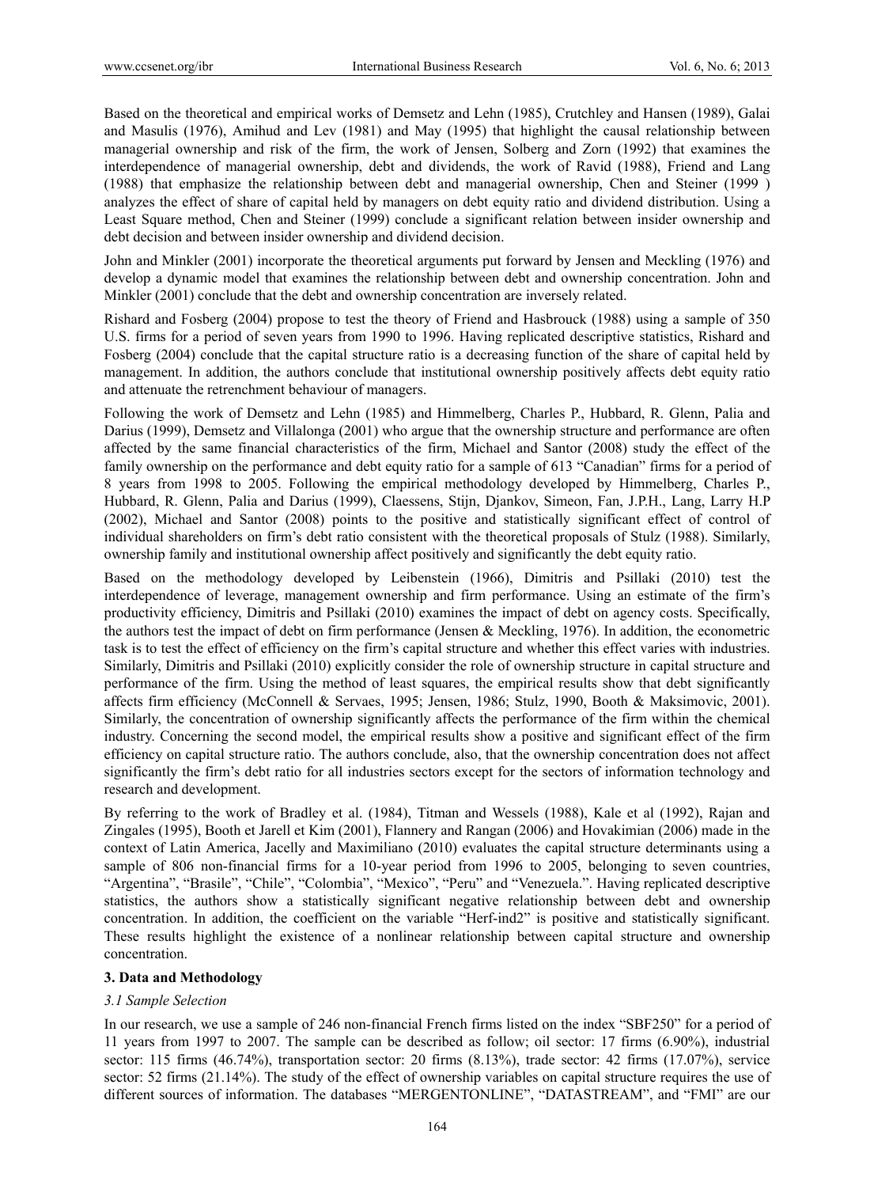Based on the theoretical and empirical works of Demsetz and Lehn (1985), Crutchley and Hansen (1989), Galai and Masulis (1976), Amihud and Lev (1981) and May (1995) that highlight the causal relationship between managerial ownership and risk of the firm, the work of Jensen, Solberg and Zorn (1992) that examines the interdependence of managerial ownership, debt and dividends, the work of Ravid (1988), Friend and Lang (1988) that emphasize the relationship between debt and managerial ownership, Chen and Steiner (1999 ) analyzes the effect of share of capital held by managers on debt equity ratio and dividend distribution. Using a Least Square method, Chen and Steiner (1999) conclude a significant relation between insider ownership and debt decision and between insider ownership and dividend decision.

John and Minkler (2001) incorporate the theoretical arguments put forward by Jensen and Meckling (1976) and develop a dynamic model that examines the relationship between debt and ownership concentration. John and Minkler (2001) conclude that the debt and ownership concentration are inversely related.

Rishard and Fosberg (2004) propose to test the theory of Friend and Hasbrouck (1988) using a sample of 350 U.S. firms for a period of seven years from 1990 to 1996. Having replicated descriptive statistics, Rishard and Fosberg (2004) conclude that the capital structure ratio is a decreasing function of the share of capital held by management. In addition, the authors conclude that institutional ownership positively affects debt equity ratio and attenuate the retrenchment behaviour of managers.

Following the work of Demsetz and Lehn (1985) and Himmelberg, Charles P., Hubbard, R. Glenn, Palia and Darius (1999), Demsetz and Villalonga (2001) who argue that the ownership structure and performance are often affected by the same financial characteristics of the firm, Michael and Santor (2008) study the effect of the family ownership on the performance and debt equity ratio for a sample of 613 "Canadian" firms for a period of 8 years from 1998 to 2005. Following the empirical methodology developed by Himmelberg, Charles P., Hubbard, R. Glenn, Palia and Darius (1999), Claessens, Stijn, Djankov, Simeon, Fan, J.P.H., Lang, Larry H.P (2002), Michael and Santor (2008) points to the positive and statistically significant effect of control of individual shareholders on firm's debt ratio consistent with the theoretical proposals of Stulz (1988). Similarly, ownership family and institutional ownership affect positively and significantly the debt equity ratio.

Based on the methodology developed by Leibenstein (1966), Dimitris and Psillaki (2010) test the interdependence of leverage, management ownership and firm performance. Using an estimate of the firm's productivity efficiency, Dimitris and Psillaki (2010) examines the impact of debt on agency costs. Specifically, the authors test the impact of debt on firm performance (Jensen & Meckling, 1976). In addition, the econometric task is to test the effect of efficiency on the firm's capital structure and whether this effect varies with industries. Similarly, Dimitris and Psillaki (2010) explicitly consider the role of ownership structure in capital structure and performance of the firm. Using the method of least squares, the empirical results show that debt significantly affects firm efficiency (McConnell & Servaes, 1995; Jensen, 1986; Stulz, 1990, Booth & Maksimovic, 2001). Similarly, the concentration of ownership significantly affects the performance of the firm within the chemical industry. Concerning the second model, the empirical results show a positive and significant effect of the firm efficiency on capital structure ratio. The authors conclude, also, that the ownership concentration does not affect significantly the firm's debt ratio for all industries sectors except for the sectors of information technology and research and development.

By referring to the work of Bradley et al. (1984), Titman and Wessels (1988), Kale et al (1992), Rajan and Zingales (1995), Booth et Jarell et Kim (2001), Flannery and Rangan (2006) and Hovakimian (2006) made in the context of Latin America, Jacelly and Maximiliano (2010) evaluates the capital structure determinants using a sample of 806 non-financial firms for a 10-year period from 1996 to 2005, belonging to seven countries, "Argentina", "Brasile", "Chile", "Colombia", "Mexico", "Peru" and "Venezuela.". Having replicated descriptive statistics, the authors show a statistically significant negative relationship between debt and ownership concentration. In addition, the coefficient on the variable "Herf-ind2" is positive and statistically significant. These results highlight the existence of a nonlinear relationship between capital structure and ownership concentration.

## 3. Data and Methodology

### *3.1 Sample Selection*

In our research, we use a sample of 246 non-financial French firms listed on the index "SBF250" for a period of 11 years from 1997 to 2007. The sample can be described as follow; oil sector: 17 firms (6.90%), industrial sector: 115 firms (46.74%), transportation sector: 20 firms (8.13%), trade sector: 42 firms (17.07%), service sector: 52 firms (21.14%). The study of the effect of ownership variables on capital structure requires the use of different sources of information. The databases "MERGENTONLINE", "DATASTREAM", and "FMI" are our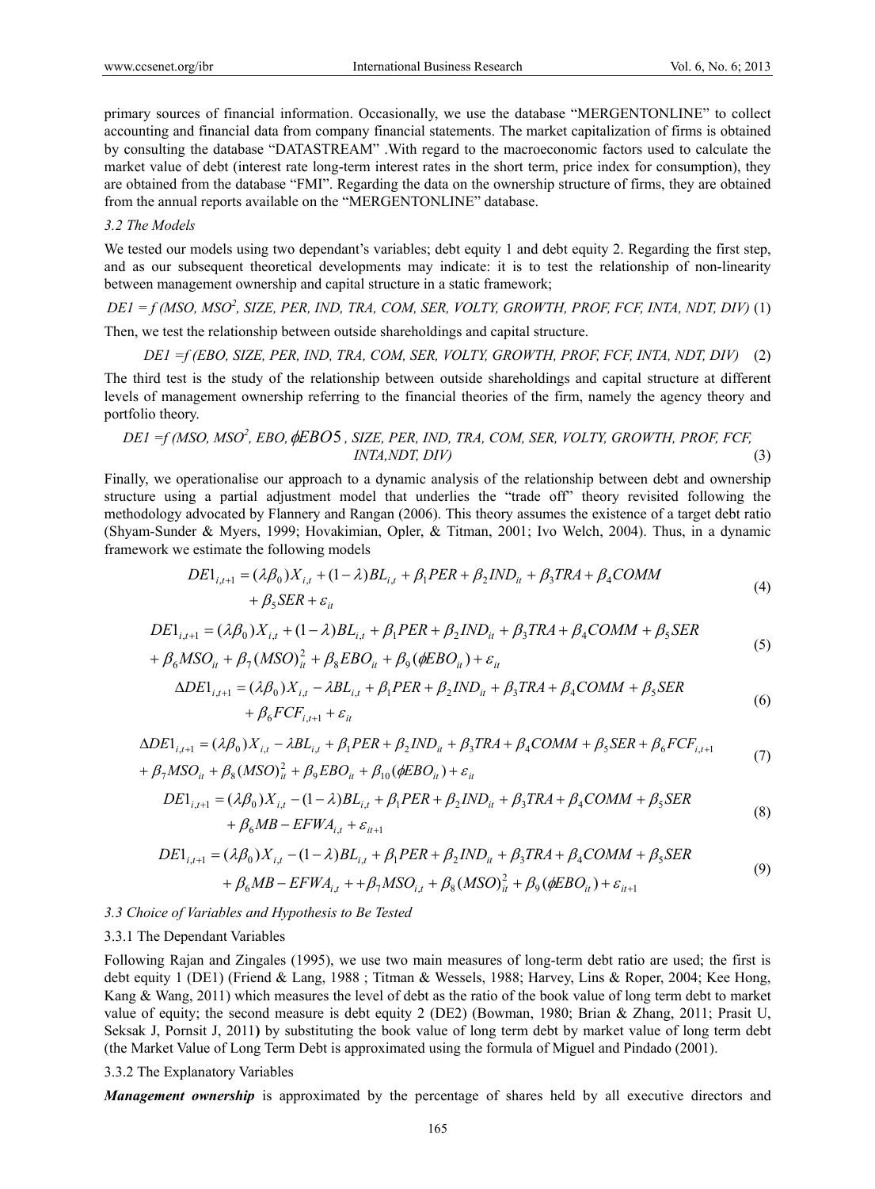primary sources of financial information. Occasionally, we use the database "MERGENTONLINE" to collect accounting and financial data from company financial statements. The market capitalization of firms is obtained by consulting the database "DATASTREAM" .With regard to the macroeconomic factors used to calculate the market value of debt (interest rate long-term interest rates in the short term, price index for consumption), they are obtained from the database "FMI". Regarding the data on the ownership structure of firms, they are obtained from the annual reports available on the "MERGENTONLINE" database.

### 3.2 The Models

We tested our models using two dependant's variables; debt equity 1 and debt equity 2. Regarding the first step, and as our subsequent theoretical developments may indicate: it is to test the relationship of non-linearity between management ownership and capital structure in a static framework;

$$DE1 = f\,(MSO, MSO^2, SIZE, PER, IND, TRA, COM, SER, VOLTY, GROWTH, PROF, FCF, INTA, NDT, DIV) \quad (1)$$

Then, we test the relationship between outside shareholdings and capital structure.

$$DE1 = f\,(EBO, SIZE, PER, IND, TRA, COM, SER, VOLTY, GROWTH, PROF, FCF, INTA, NDT, DIV) \quad (2)$$

The third test is the study of the relationship between outside shareholdings and capital structure at different levels of management ownership referring to the financial theories of the firm, namely the agency theory and portfolio theory.

$$DE1 = f\,(MSO, MSO^2, EBO, \phi EBO5, SIZE, PER, IND, TRA, COM, SER, VOLTY, GROWTH, PROF, FCF, INTA, NDT, DIV) \quad (3)$$

Finally, we operationalise our approach to a dynamic analysis of the relationship between debt and ownership structure using a partial adjustment model that underlies the "trade off" theory revisited following the methodology advocated by Flannery and Rangan (2006). This theory assumes the existence of a target debt ratio (Shyam-Sunder & Myers, 1999; Hovakimian, Opler, & Titman, 2001; Ivo Welch, 2004). Thus, in a dynamic framework we estimate the following models

$$DE1_{i,t+1} = (\lambda\beta_0)X_{i,t} + (1-\lambda)BL_{i,t} + \beta_1 PER + \beta_2 IND_{it} + \beta_3 TRA + \beta_4 COMM + \beta_5 SER + \varepsilon_{it} \quad (4)$$

$$DE1_{i,t+1} = (\lambda\beta_0)X_{i,t} + (1-\lambda)BL_{i,t} + \beta_1 PER + \beta_2 IND_{it} + \beta_3 TRA + \beta_4 COMM + \beta_5 SER + \beta_6 MSO_{it} + \beta_7 (MSO)^2_{it} + \beta_8 EBO_{it} + \beta_9 (\phi EBO_{it}) + \varepsilon_{it} \quad (5)$$

$$\Delta DE1_{i,t+1} = (\lambda\beta_0)X_{i,t} - \lambda BL_{i,t} + \beta_1 PER + \beta_2 IND_{it} + \beta_3 TRA + \beta_4 COMM + \beta_5 SER + \beta_6 FCF_{i,t+1} + \varepsilon_{it} \quad (6)$$

$$\Delta DE1_{i,t+1} = (\lambda\beta_0)X_{i,t} - \lambda BL_{i,t} + \beta_1 PER + \beta_2 IND_{it} + \beta_3 TRA + \beta_4 COMM + \beta_5 SER + \beta_6 FCF_{i,t+1} + \beta_7 MSO_{it} + \beta_8 (MSO)^2_{it} + \beta_9 EBO_{it} + \beta_{10} (\phi EBO_{it}) + \varepsilon_{it} \quad (7)$$

$$DE1_{i,t+1} = (\lambda\beta_0)X_{i,t} - (1-\lambda)BL_{i,t} + \beta_1 PER + \beta_2 IND_{it} + \beta_3 TRA + \beta_4 COMM + \beta_5 SER + \beta_6 MB - EFWA_{i,t} + \varepsilon_{it+1} \quad (8)$$

$$DE1_{i,t+1} = (\lambda\beta_0)X_{i,t} - (1-\lambda)BL_{i,t} + \beta_1 PER + \beta_2 IND_{it} + \beta_3 TRA + \beta_4 COMM + \beta_5 SER + \beta_6 MB - EFWA_{i,t} + +\beta_7 MSO_{i,t} + \beta_8 (MSO)^2_{it} + \beta_9 (\phi EBO_{it}) + \varepsilon_{it+1} \quad (9)$$

### 3.3 Choice of Variables and Hypothesis to Be Tested

#### 3.3.1 The Dependant Variables

Following Rajan and Zingales (1995), we use two main measures of long-term debt ratio are used; the first is debt equity 1 (DE1) (Friend & Lang, 1988 ; Titman & Wessels, 1988; Harvey, Lins & Roper, 2004; Kee Hong, Kang & Wang, 2011) which measures the level of debt as the ratio of the book value of long term debt to market value of equity; the second measure is debt equity 2 (DE2) (Bowman, 1980; Brian & Zhang, 2011; Prasit U, Seksak J, Pornsit J, 2011) by substituting the book value of long term debt by market value of long term debt (the Market Value of Long Term Debt is approximated using the formula of Miguel and Pindado (2001).

#### 3.3.2 The Explanatory Variables

***Management ownership*** is approximated by the percentage of shares held by all executive directors and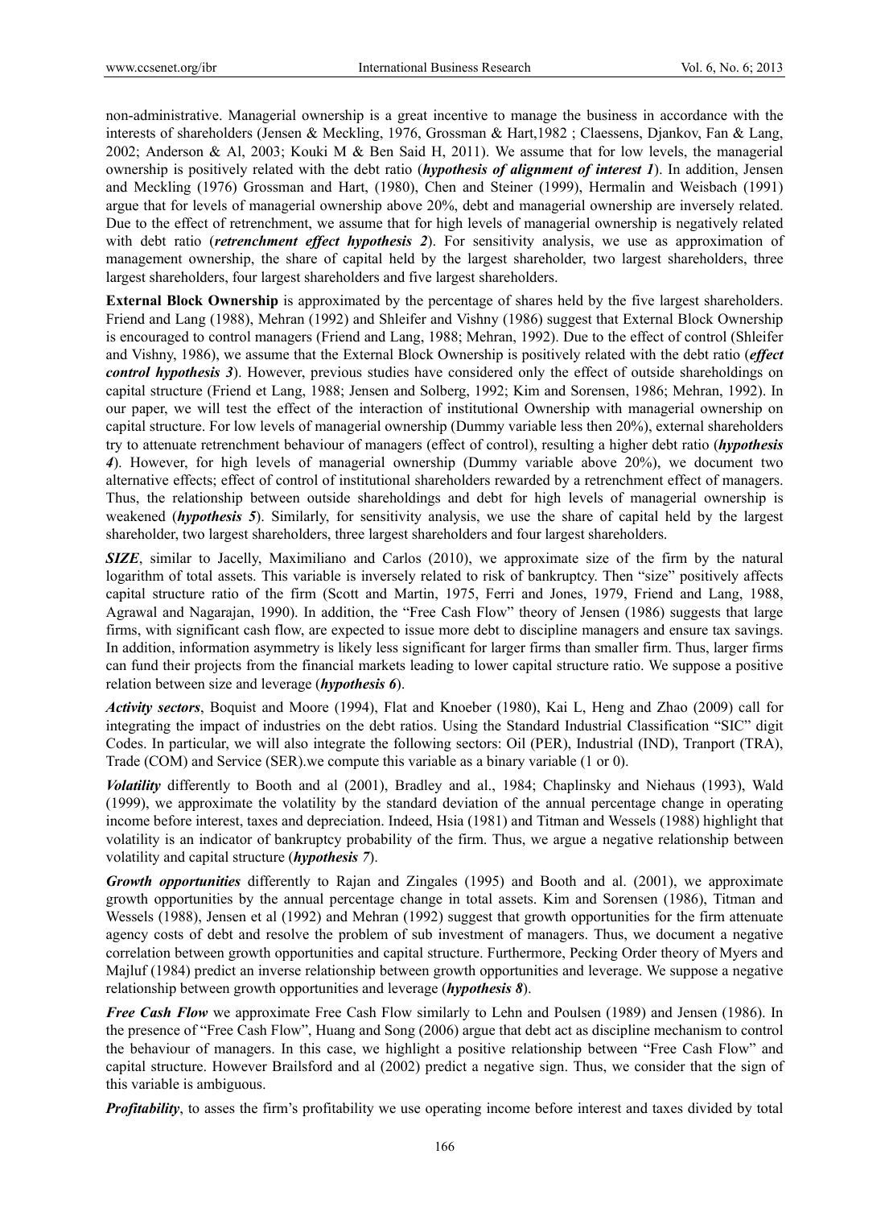non-administrative. Managerial ownership is a great incentive to manage the business in accordance with the interests of shareholders (Jensen & Meckling, 1976, Grossman & Hart,1982 ; Claessens, Djankov, Fan & Lang, 2002; Anderson & Al, 2003; Kouki M & Ben Said H, 2011). We assume that for low levels, the managerial ownership is positively related with the debt ratio (***hypothesis of alignment of interest 1***). In addition, Jensen and Meckling (1976) Grossman and Hart, (1980), Chen and Steiner (1999), Hermalin and Weisbach (1991) argue that for levels of managerial ownership above 20%, debt and managerial ownership are inversely related. Due to the effect of retrenchment, we assume that for high levels of managerial ownership is negatively related with debt ratio (***retrenchment effect hypothesis 2***). For sensitivity analysis, we use as approximation of management ownership, the share of capital held by the largest shareholder, two largest shareholders, three largest shareholders, four largest shareholders and five largest shareholders.

**External Block Ownership** is approximated by the percentage of shares held by the five largest shareholders. Friend and Lang (1988), Mehran (1992) and Shleifer and Vishny (1986) suggest that External Block Ownership is encouraged to control managers (Friend and Lang, 1988; Mehran, 1992). Due to the effect of control (Shleifer and Vishny, 1986), we assume that the External Block Ownership is positively related with the debt ratio (***effect control hypothesis 3***). However, previous studies have considered only the effect of outside shareholdings on capital structure (Friend et Lang, 1988; Jensen and Solberg, 1992; Kim and Sorensen, 1986; Mehran, 1992). In our paper, we will test the effect of the interaction of institutional Ownership with managerial ownership on capital structure. For low levels of managerial ownership (Dummy variable less then 20%), external shareholders try to attenuate retrenchment behaviour of managers (effect of control), resulting a higher debt ratio (***hypothesis 4***). However, for high levels of managerial ownership (Dummy variable above 20%), we document two alternative effects; effect of control of institutional shareholders rewarded by a retrenchment effect of managers. Thus, the relationship between outside shareholdings and debt for high levels of managerial ownership is weakened (***hypothesis 5***). Similarly, for sensitivity analysis, we use the share of capital held by the largest shareholder, two largest shareholders, three largest shareholders and four largest shareholders.

***SIZE***, similar to Jacelly, Maximiliano and Carlos (2010), we approximate size of the firm by the natural logarithm of total assets. This variable is inversely related to risk of bankruptcy. Then "size" positively affects capital structure ratio of the firm (Scott and Martin, 1975, Ferri and Jones, 1979, Friend and Lang, 1988, Agrawal and Nagarajan, 1990). In addition, the "Free Cash Flow" theory of Jensen (1986) suggests that large firms, with significant cash flow, are expected to issue more debt to discipline managers and ensure tax savings. In addition, information asymmetry is likely less significant for larger firms than smaller firm. Thus, larger firms can fund their projects from the financial markets leading to lower capital structure ratio. We suppose a positive relation between size and leverage (***hypothesis 6***).

***Activity sectors***, Boquist and Moore (1994), Flat and Knoeber (1980), Kai L, Heng and Zhao (2009) call for integrating the impact of industries on the debt ratios. Using the Standard Industrial Classification "SIC" digit Codes. In particular, we will also integrate the following sectors: Oil (PER), Industrial (IND), Tranport (TRA), Trade (COM) and Service (SER).we compute this variable as a binary variable (1 or 0).

***Volatility*** differently to Booth and al (2001), Bradley and al., 1984; Chaplinsky and Niehaus (1993), Wald (1999), we approximate the volatility by the standard deviation of the annual percentage change in operating income before interest, taxes and depreciation. Indeed, Hsia (1981) and Titman and Wessels (1988) highlight that volatility is an indicator of bankruptcy probability of the firm. Thus, we argue a negative relationship between volatility and capital structure (***hypothesis 7***).

***Growth opportunities*** differently to Rajan and Zingales (1995) and Booth and al. (2001), we approximate growth opportunities by the annual percentage change in total assets. Kim and Sorensen (1986), Titman and Wessels (1988), Jensen et al (1992) and Mehran (1992) suggest that growth opportunities for the firm attenuate agency costs of debt and resolve the problem of sub investment of managers. Thus, we document a negative correlation between growth opportunities and capital structure. Furthermore, Pecking Order theory of Myers and Majluf (1984) predict an inverse relationship between growth opportunities and leverage. We suppose a negative relationship between growth opportunities and leverage (***hypothesis 8***).

***Free Cash Flow*** we approximate Free Cash Flow similarly to Lehn and Poulsen (1989) and Jensen (1986). In the presence of "Free Cash Flow", Huang and Song (2006) argue that debt act as discipline mechanism to control the behaviour of managers. In this case, we highlight a positive relationship between "Free Cash Flow" and capital structure. However Brailsford and al (2002) predict a negative sign. Thus, we consider that the sign of this variable is ambiguous.

***Profitability***, to asses the firm's profitability we use operating income before interest and taxes divided by total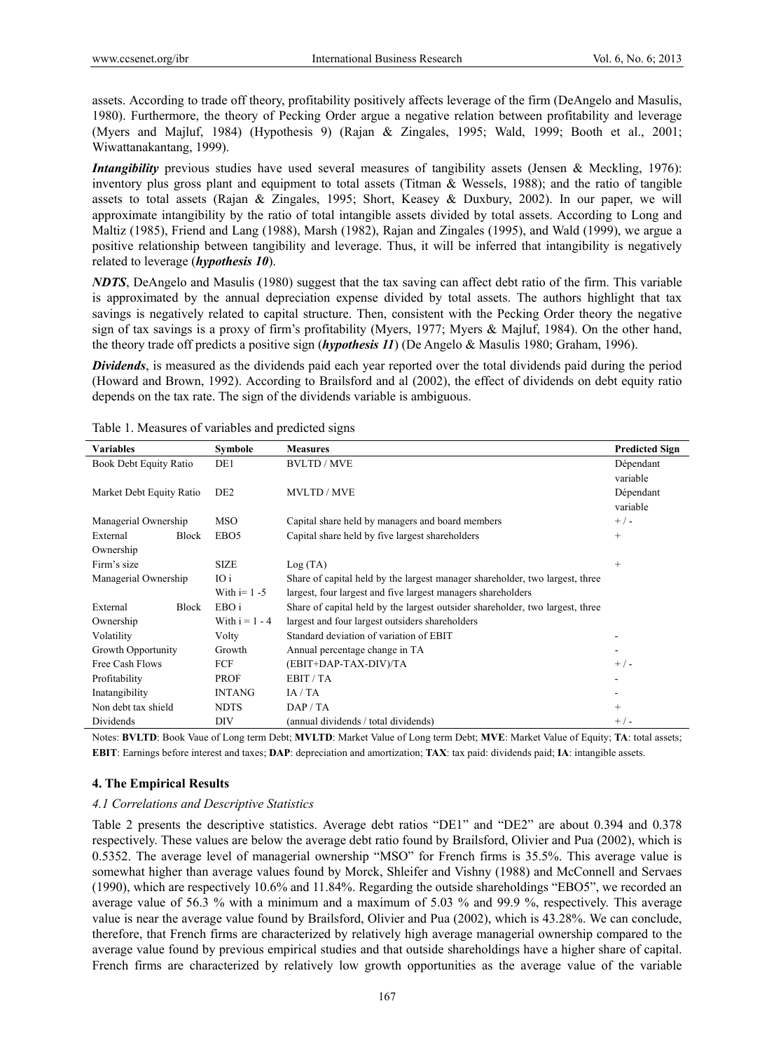assets. According to trade off theory, profitability positively affects leverage of the firm (DeAngelo and Masulis, 1980). Furthermore, the theory of Pecking Order argue a negative relation between profitability and leverage (Myers and Majluf, 1984) (Hypothesis 9) (Rajan & Zingales, 1995; Wald, 1999; Booth et al., 2001; Wiwattanakantang, 1999).

***Intangibility*** previous studies have used several measures of tangibility assets (Jensen & Meckling, 1976): inventory plus gross plant and equipment to total assets (Titman & Wessels, 1988); and the ratio of tangible assets to total assets (Rajan & Zingales, 1995; Short, Keasey & Duxbury, 2002). In our paper, we will approximate intangibility by the ratio of total intangible assets divided by total assets. According to Long and Maltiz (1985), Friend and Lang (1988), Marsh (1982), Rajan and Zingales (1995), and Wald (1999), we argue a positive relationship between tangibility and leverage. Thus, it will be inferred that intangibility is negatively related to leverage (***hypothesis 10***).

***NDTS***, DeAngelo and Masulis (1980) suggest that the tax saving can affect debt ratio of the firm. This variable is approximated by the annual depreciation expense divided by total assets. The authors highlight that tax savings is negatively related to capital structure. Then, consistent with the Pecking Order theory the negative sign of tax savings is a proxy of firm's profitability (Myers, 1977; Myers & Majluf, 1984). On the other hand, the theory trade off predicts a positive sign (***hypothesis 11***) (De Angelo & Masulis 1980; Graham, 1996).

***Dividends***, is measured as the dividends paid each year reported over the total dividends paid during the period (Howard and Brown, 1992). According to Brailsford and al (2002), the effect of dividends on debt equity ratio depends on the tax rate. The sign of the dividends variable is ambiguous.

Table 1. Measures of variables and predicted signs

| Variables | Symbole | Measures | Predicted Sign |
|---|---|---|---|
| Book Debt Equity Ratio | DE1 | BVLTD / MVE | Dépendant variable |
| Market Debt Equity Ratio | DE2 | MVLTD / MVE | Dépendant variable |
| Managerial Ownership | MSO | Capital share held by managers and board members | + / - |
| External Block Ownership | EBO5 | Capital share held by five largest shareholders | + |
| Firm's size | SIZE | Log (TA) | + |
| Managerial Ownership | IO i With i= 1 -5 | Share of capital held by the largest manager shareholder, two largest, three largest, four largest and five largest managers shareholders | |
| External Block Ownership | EBO i With i = 1 - 4 | Share of capital held by the largest outsider shareholder, two largest, three largest and four largest outsiders shareholders | |
| Volatility | Volty | Standard deviation of variation of EBIT | - |
| Growth Opportunity | Growth | Annual percentage change in TA | - |
| Free Cash Flows | FCF | (EBIT+DAP-TAX-DIV)/TA | + / - |
| Profitability | PROF | EBIT / TA | - |
| Inatangibility | INTANG | IA / TA | - |
| Non debt tax shield | NDTS | DAP / TA | + |
| Dividends | DIV | (annual dividends / total dividends) | + / - |

Notes: **BVLTD**: Book Vaue of Long term Debt; **MVLTD**: Market Value of Long term Debt; **MVE**: Market Value of Equity; **TA**: total assets; **EBIT**: Earnings before interest and taxes; **DAP**: depreciation and amortization; **TAX**: tax paid: dividends paid; **IA**: intangible assets.

## 4. The Empirical Results

### 4.1 Correlations and Descriptive Statistics

Table 2 presents the descriptive statistics. Average debt ratios "DE1" and "DE2" are about 0.394 and 0.378 respectively. These values are below the average debt ratio found by Brailsford, Olivier and Pua (2002), which is 0.5352. The average level of managerial ownership "MSO" for French firms is 35.5%. This average value is somewhat higher than average values found by Morck, Shleifer and Vishny (1988) and McConnell and Servaes (1990), which are respectively 10.6% and 11.84%. Regarding the outside shareholdings "EBO5", we recorded an average value of 56.3 % with a minimum and a maximum of 5.03 % and 99.9 %, respectively. This average value is near the average value found by Brailsford, Olivier and Pua (2002), which is 43.28%. We can conclude, therefore, that French firms are characterized by relatively high average managerial ownership compared to the average value found by previous empirical studies and that outside shareholdings have a higher share of capital. French firms are characterized by relatively low growth opportunities as the average value of the variable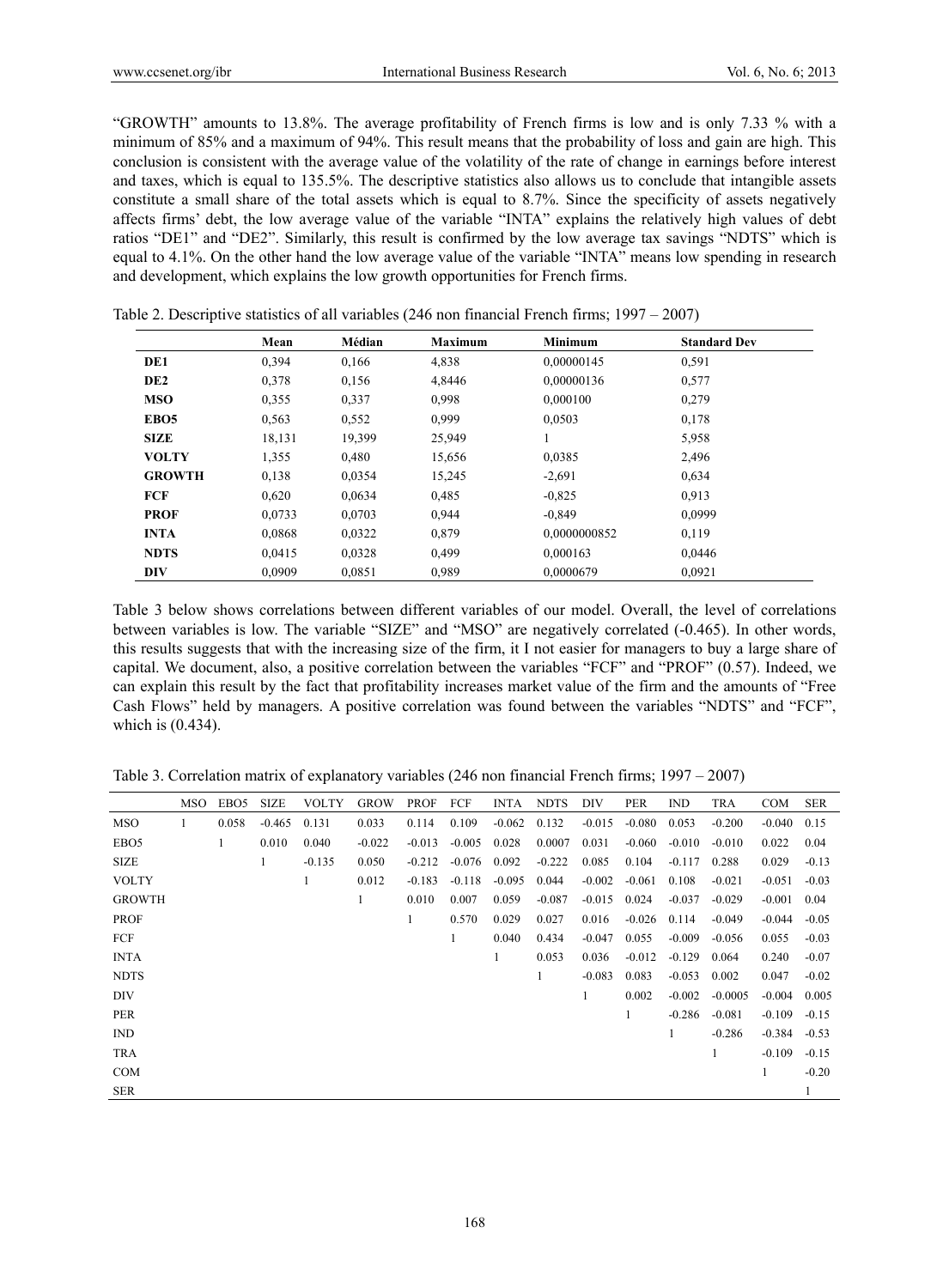"GROWTH" amounts to 13.8%. The average profitability of French firms is low and is only 7.33 % with a minimum of 85% and a maximum of 94%. This result means that the probability of loss and gain are high. This conclusion is consistent with the average value of the volatility of the rate of change in earnings before interest and taxes, which is equal to 135.5%. The descriptive statistics also allows us to conclude that intangible assets constitute a small share of the total assets which is equal to 8.7%. Since the specificity of assets negatively affects firms' debt, the low average value of the variable "INTA" explains the relatively high values of debt ratios "DE1" and "DE2". Similarly, this result is confirmed by the low average tax savings "NDTS" which is equal to 4.1%. On the other hand the low average value of the variable "INTA" means low spending in research and development, which explains the low growth opportunities for French firms.

Table 2. Descriptive statistics of all variables (246 non financial French firms; 1997 – 2007)

| | Mean | Médian | Maximum | Minimum | Standard Dev |
|---|---|---|---|---|---|
| **DE1** | 0,394 | 0,166 | 4,838 | 0,00000145 | 0,591 |
| **DE2** | 0,378 | 0,156 | 4,8446 | 0,00000136 | 0,577 |
| **MSO** | 0,355 | 0,337 | 0,998 | 0,000100 | 0,279 |
| **EBO5** | 0,563 | 0,552 | 0,999 | 0,0503 | 0,178 |
| **SIZE** | 18,131 | 19,399 | 25,949 | 1 | 5,958 |
| **VOLTY** | 1,355 | 0,480 | 15,656 | 0,0385 | 2,496 |
| **GROWTH** | 0,138 | 0,0354 | 15,245 | -2,691 | 0,634 |
| **FCF** | 0,620 | 0,0634 | 0,485 | -0,825 | 0,913 |
| **PROF** | 0,0733 | 0,0703 | 0,944 | -0,849 | 0,0999 |
| **INTA** | 0,0868 | 0,0322 | 0,879 | 0,0000000852 | 0,119 |
| **NDTS** | 0,0415 | 0,0328 | 0,499 | 0,000163 | 0,0446 |
| **DIV** | 0,0909 | 0,0851 | 0,989 | 0,0000679 | 0,0921 |

Table 3 below shows correlations between different variables of our model. Overall, the level of correlations between variables is low. The variable "SIZE" and "MSO" are negatively correlated (-0.465). In other words, this results suggests that with the increasing size of the firm, it I not easier for managers to buy a large share of capital. We document, also, a positive correlation between the variables "FCF" and "PROF" (0.57). Indeed, we can explain this result by the fact that profitability increases market value of the firm and the amounts of "Free Cash Flows" held by managers. A positive correlation was found between the variables "NDTS" and "FCF", which is (0.434).

Table 3. Correlation matrix of explanatory variables (246 non financial French firms; 1997 – 2007)

| | MSO | EBO5 | SIZE | VOLTY | GROW | PROF | FCF | INTA | NDTS | DIV | PER | IND | TRA | COM | SER |
|---|---|---|---|---|---|---|---|---|---|---|---|---|---|---|---|
| MSO | 1 | 0.058 | -0.465 | 0.131 | 0.033 | 0.114 | 0.109 | -0.062 | 0.132 | -0.015 | -0.080 | 0.053 | -0.200 | -0.040 | 0.15 |
| EBO5 | | 1 | 0.010 | 0.040 | -0.022 | -0.013 | -0.005 | 0.028 | 0.0007 | 0.031 | -0.060 | -0.010 | -0.010 | 0.022 | 0.04 |
| SIZE | | | 1 | -0.135 | 0.050 | -0.212 | -0.076 | 0.092 | -0.222 | 0.085 | 0.104 | -0.117 | 0.288 | 0.029 | -0.13 |
| VOLTY | | | | 1 | 0.012 | -0.183 | -0.118 | -0.095 | 0.044 | -0.002 | -0.061 | 0.108 | -0.021 | -0.051 | -0.03 |
| GROWTH | | | | | 1 | 0.010 | 0.007 | 0.059 | -0.087 | -0.015 | 0.024 | -0.037 | -0.029 | -0.001 | 0.04 |
| PROF | | | | | | 1 | 0.570 | 0.029 | 0.027 | 0.016 | -0.026 | 0.114 | -0.049 | -0.044 | -0.05 |
| FCF | | | | | | | 1 | 0.040 | 0.434 | -0.047 | 0.055 | -0.009 | -0.056 | 0.055 | -0.03 |
| INTA | | | | | | | | 1 | 0.053 | 0.036 | -0.012 | -0.129 | 0.064 | 0.240 | -0.07 |
| NDTS | | | | | | | | | 1 | -0.083 | 0.083 | -0.053 | 0.002 | 0.047 | -0.02 |
| DIV | | | | | | | | | | 1 | 0.002 | -0.002 | -0.0005 | -0.004 | 0.005 |
| PER | | | | | | | | | | | 1 | -0.286 | -0.081 | -0.109 | -0.15 |
| IND | | | | | | | | | | | | 1 | -0.286 | -0.384 | -0.53 |
| TRA | | | | | | | | | | | | | 1 | -0.109 | -0.15 |
| COM | | | | | | | | | | | | | | 1 | -0.20 |
| SER | | | | | | | | | | | | | | | 1 |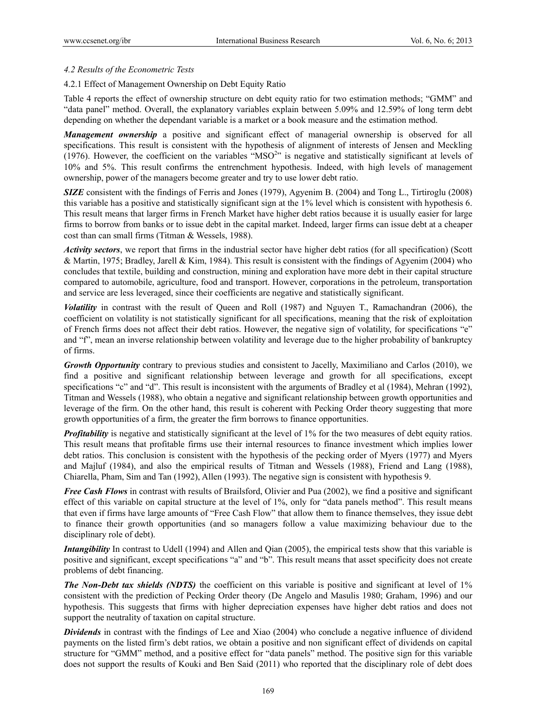*4.2 Results of the Econometric Tests*

4.2.1 Effect of Management Ownership on Debt Equity Ratio

Table 4 reports the effect of ownership structure on debt equity ratio for two estimation methods; "GMM" and "data panel" method. Overall, the explanatory variables explain between 5.09% and 12.59% of long term debt depending on whether the dependant variable is a market or a book measure and the estimation method.

***Management ownership*** a positive and significant effect of managerial ownership is observed for all specifications. This result is consistent with the hypothesis of alignment of interests of Jensen and Meckling (1976). However, the coefficient on the variables "$MSO^2$" is negative and statistically significant at levels of 10% and 5%. This result confirms the entrenchment hypothesis. Indeed, with high levels of management ownership, power of the managers become greater and try to use lower debt ratio.

***SIZE*** consistent with the findings of Ferris and Jones (1979), Agyenim B. (2004) and Tong L., Tirtiroglu (2008) this variable has a positive and statistically significant sign at the 1% level which is consistent with hypothesis 6. This result means that larger firms in French Market have higher debt ratios because it is usually easier for large firms to borrow from banks or to issue debt in the capital market. Indeed, larger firms can issue debt at a cheaper cost than can small firms (Titman & Wessels, 1988).

***Activity sectors***, we report that firms in the industrial sector have higher debt ratios (for all specification) (Scott & Martin, 1975; Bradley, Jarell & Kim, 1984). This result is consistent with the findings of Agyenim (2004) who concludes that textile, building and construction, mining and exploration have more debt in their capital structure compared to automobile, agriculture, food and transport. However, corporations in the petroleum, transportation and service are less leveraged, since their coefficients are negative and statistically significant.

***Volatility*** in contrast with the result of Queen and Roll (1987) and Nguyen T., Ramachandran (2006), the coefficient on volatility is not statistically significant for all specifications, meaning that the risk of exploitation of French firms does not affect their debt ratios. However, the negative sign of volatility, for specifications "e" and "f", mean an inverse relationship between volatility and leverage due to the higher probability of bankruptcy of firms.

***Growth Opportunity*** contrary to previous studies and consistent to Jacelly, Maximiliano and Carlos (2010), we find a positive and significant relationship between leverage and growth for all specifications, except specifications "c" and "d". This result is inconsistent with the arguments of Bradley et al (1984), Mehran (1992), Titman and Wessels (1988), who obtain a negative and significant relationship between growth opportunities and leverage of the firm. On the other hand, this result is coherent with Pecking Order theory suggesting that more growth opportunities of a firm, the greater the firm borrows to finance opportunities.

***Profitability*** is negative and statistically significant at the level of 1% for the two measures of debt equity ratios. This result means that profitable firms use their internal resources to finance investment which implies lower debt ratios. This conclusion is consistent with the hypothesis of the pecking order of Myers (1977) and Myers and Majluf (1984), and also the empirical results of Titman and Wessels (1988), Friend and Lang (1988), Chiarella, Pham, Sim and Tan (1992), Allen (1993). The negative sign is consistent with hypothesis 9.

***Free Cash Flows*** in contrast with results of Brailsford, Olivier and Pua (2002), we find a positive and significant effect of this variable on capital structure at the level of 1%, only for "data panels method". This result means that even if firms have large amounts of "Free Cash Flow" that allow them to finance themselves, they issue debt to finance their growth opportunities (and so managers follow a value maximizing behaviour due to the disciplinary role of debt).

***Intangibility*** In contrast to Udell (1994) and Allen and Qian (2005), the empirical tests show that this variable is positive and significant, except specifications "a" and "b". This result means that asset specificity does not create problems of debt financing.

***The Non-Debt tax shields (NDTS)*** the coefficient on this variable is positive and significant at level of 1% consistent with the prediction of Pecking Order theory (De Angelo and Masulis 1980; Graham, 1996) and our hypothesis. This suggests that firms with higher depreciation expenses have higher debt ratios and does not support the neutrality of taxation on capital structure.

***Dividends*** in contrast with the findings of Lee and Xiao (2004) who conclude a negative influence of dividend payments on the listed firm's debt ratios, we obtain a positive and non significant effect of dividends on capital structure for "GMM" method, and a positive effect for "data panels" method. The positive sign for this variable does not support the results of Kouki and Ben Said (2011) who reported that the disciplinary role of debt does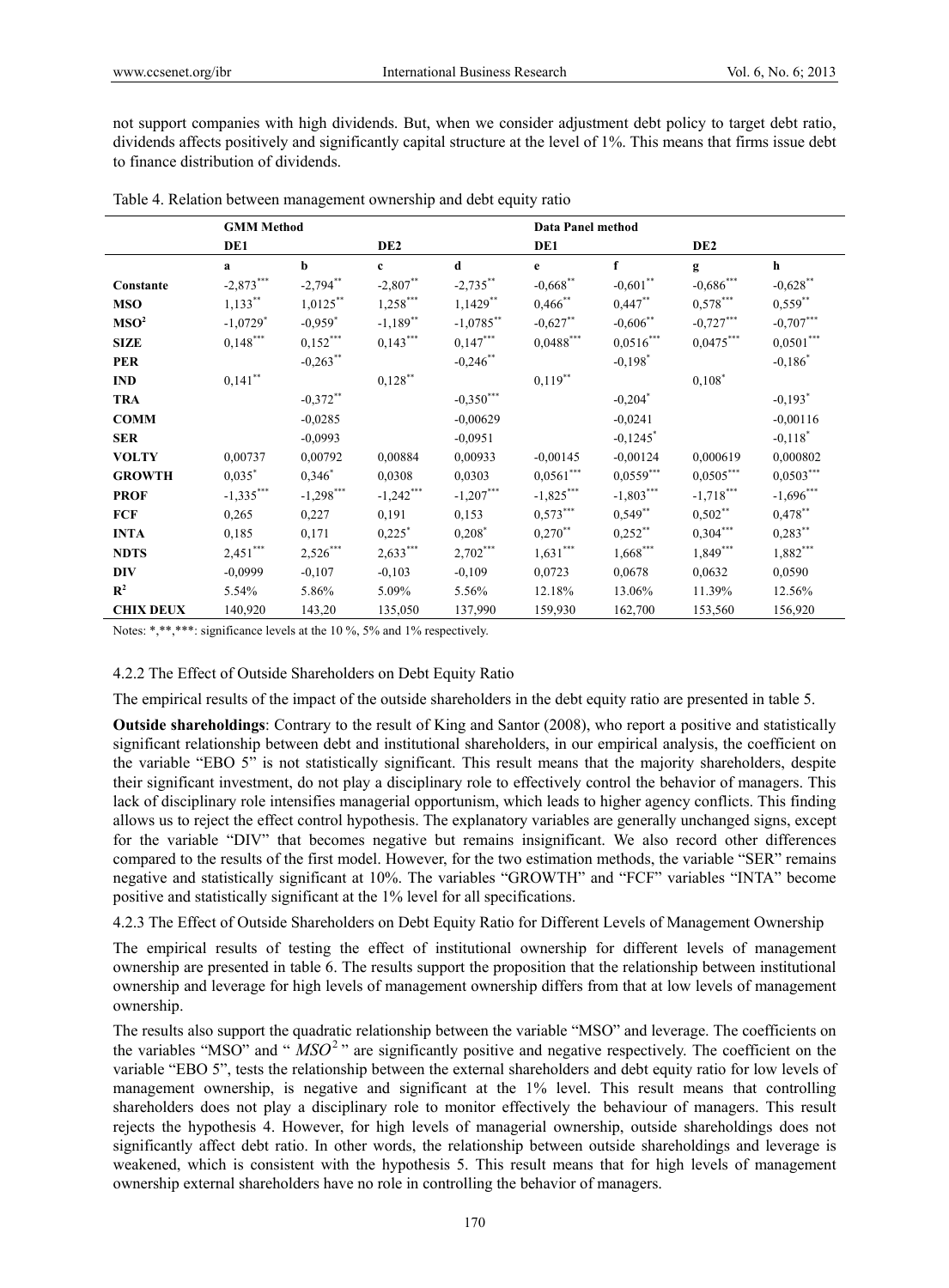not support companies with high dividends. But, when we consider adjustment debt policy to target debt ratio, dividends affects positively and significantly capital structure at the level of 1%. This means that firms issue debt to finance distribution of dividends.

Table 4. Relation between management ownership and debt equity ratio

| | GMM Method | | | | Data Panel method | | | |
|---|---|---|---|---|---|---|---|---|
| | DE1 | | DE2 | | DE1 | | DE2 | |
| | a | b | c | d | e | f | g | h |
| Constante | -2,873*** | -2,794** | -2,807** | -2,735** | -0,668** | -0,601** | -0,686*** | -0,628** |
| MSO | 1,133** | 1,0125** | 1,258*** | 1,1429** | 0,466** | 0,447** | 0,578*** | 0,559** |
| $MSO^2$ | -1,0729* | -0,959* | -1,189** | -1,0785** | -0,627** | -0,606** | -0,727*** | -0,707*** |
| SIZE | 0,148*** | 0,152*** | 0,143*** | 0,147*** | 0,0488*** | 0,0516*** | 0,0475*** | 0,0501*** |
| PER | | -0,263** | | -0,246** | | -0,198* | | -0,186* |
| IND | 0,141** | | 0,128** | | 0,119** | | 0,108* | |
| TRA | | -0,372** | | -0,350*** | | -0,204* | | -0,193* |
| COMM | | -0,0285 | | -0,00629 | | -0,0241 | | -0,00116 |
| SER | | -0,0993 | | -0,0951 | | -0,1245* | | -0,118* |
| VOLTY | 0,00737 | 0,00792 | 0,00884 | 0,00933 | -0,00145 | -0,00124 | 0,000619 | 0,000802 |
| GROWTH | 0,035* | 0,346* | 0,0308 | 0,0303 | 0,0561*** | 0,0559*** | 0,0505*** | 0,0503*** |
| PROF | -1,335*** | -1,298*** | -1,242*** | -1,207*** | -1,825*** | -1,803*** | -1,718*** | -1,696*** |
| FCF | 0,265 | 0,227 | 0,191 | 0,153 | 0,573*** | 0,549** | 0,502** | 0,478** |
| INTA | 0,185 | 0,171 | 0,225* | 0,208* | 0,270** | 0,252** | 0,304*** | 0,283** |
| NDTS | 2,451*** | 2,526*** | 2,633*** | 2,702*** | 1,631*** | 1,668*** | 1,849*** | 1,882*** |
| DIV | -0,0999 | -0,107 | -0,103 | -0,109 | 0,0723 | 0,0678 | 0,0632 | 0,0590 |
| $R^2$ | 5.54% | 5.86% | 5.09% | 5.56% | 12.18% | 13.06% | 11.39% | 12.56% |
| CHIX DEUX | 140,920 | 143,20 | 135,050 | 137,990 | 159,930 | 162,700 | 153,560 | 156,920 |

Notes: *,**,***: significance levels at the 10 %, 5% and 1% respectively.

#### 4.2.2 The Effect of Outside Shareholders on Debt Equity Ratio

The empirical results of the impact of the outside shareholders in the debt equity ratio are presented in table 5.

**Outside shareholdings**: Contrary to the result of King and Santor (2008), who report a positive and statistically significant relationship between debt and institutional shareholders, in our empirical analysis, the coefficient on the variable "EBO 5" is not statistically significant. This result means that the majority shareholders, despite their significant investment, do not play a disciplinary role to effectively control the behavior of managers. This lack of disciplinary role intensifies managerial opportunism, which leads to higher agency conflicts. This finding allows us to reject the effect control hypothesis. The explanatory variables are generally unchanged signs, except for the variable "DIV" that becomes negative but remains insignificant. We also record other differences compared to the results of the first model. However, for the two estimation methods, the variable "SER" remains negative and statistically significant at 10%. The variables "GROWTH" and "FCF" variables "INTA" become positive and statistically significant at the 1% level for all specifications.

#### 4.2.3 The Effect of Outside Shareholders on Debt Equity Ratio for Different Levels of Management Ownership

The empirical results of testing the effect of institutional ownership for different levels of management ownership are presented in table 6. The results support the proposition that the relationship between institutional ownership and leverage for high levels of management ownership differs from that at low levels of management ownership.

The results also support the quadratic relationship between the variable "MSO" and leverage. The coefficients on the variables "MSO" and "$MSO^2$" are significantly positive and negative respectively. The coefficient on the variable "EBO 5", tests the relationship between the external shareholders and debt equity ratio for low levels of management ownership, is negative and significant at the 1% level. This result means that controlling shareholders does not play a disciplinary role to monitor effectively the behaviour of managers. This result rejects the hypothesis 4. However, for high levels of managerial ownership, outside shareholdings does not significantly affect debt ratio. In other words, the relationship between outside shareholdings and leverage is weakened, which is consistent with the hypothesis 5. This result means that for high levels of management ownership external shareholders have no role in controlling the behavior of managers.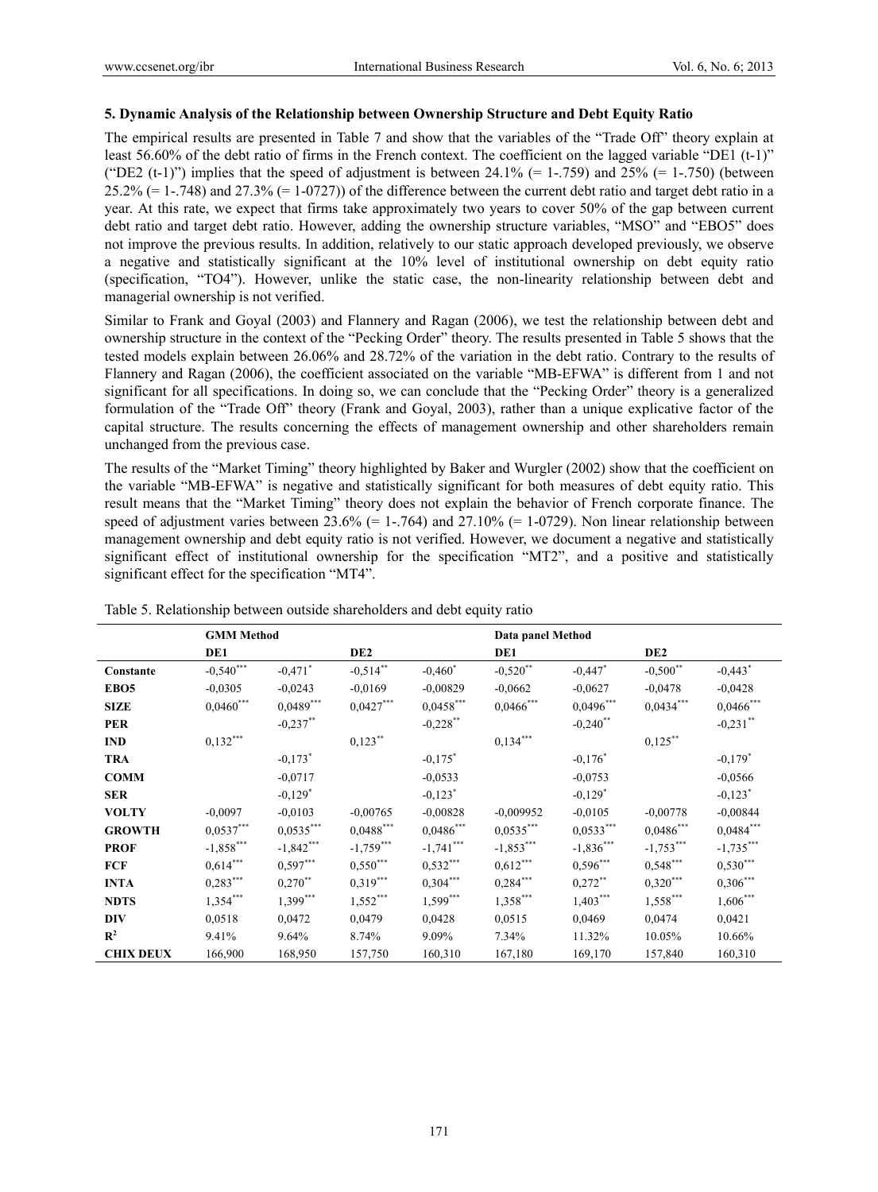### 5. Dynamic Analysis of the Relationship between Ownership Structure and Debt Equity Ratio

The empirical results are presented in Table 7 and show that the variables of the "Trade Off" theory explain at least 56.60% of the debt ratio of firms in the French context. The coefficient on the lagged variable "DE1 (t-1)" ("DE2 (t-1)") implies that the speed of adjustment is between 24.1% (= 1-.759) and 25% (= 1-.750) (between 25.2% (= 1-.748) and 27.3% (= 1-0727)) of the difference between the current debt ratio and target debt ratio in a year. At this rate, we expect that firms take approximately two years to cover 50% of the gap between current debt ratio and target debt ratio. However, adding the ownership structure variables, "MSO" and "EBO5" does not improve the previous results. In addition, relatively to our static approach developed previously, we observe a negative and statistically significant at the 10% level of institutional ownership on debt equity ratio (specification, "TO4"). However, unlike the static case, the non-linearity relationship between debt and managerial ownership is not verified.

Similar to Frank and Goyal (2003) and Flannery and Ragan (2006), we test the relationship between debt and ownership structure in the context of the "Pecking Order" theory. The results presented in Table 5 shows that the tested models explain between 26.06% and 28.72% of the variation in the debt ratio. Contrary to the results of Flannery and Ragan (2006), the coefficient associated on the variable "MB-EFWA" is different from 1 and not significant for all specifications. In doing so, we can conclude that the "Pecking Order" theory is a generalized formulation of the "Trade Off" theory (Frank and Goyal, 2003), rather than a unique explicative factor of the capital structure. The results concerning the effects of management ownership and other shareholders remain unchanged from the previous case.

The results of the "Market Timing" theory highlighted by Baker and Wurgler (2002) show that the coefficient on the variable "MB-EFWA" is negative and statistically significant for both measures of debt equity ratio. This result means that the "Market Timing" theory does not explain the behavior of French corporate finance. The speed of adjustment varies between 23.6% (= 1-.764) and 27.10% (= 1-0729). Non linear relationship between management ownership and debt equity ratio is not verified. However, we document a negative and statistically significant effect of institutional ownership for the specification "MT2", and a positive and statistically significant effect for the specification "MT4".

Table 5. Relationship between outside shareholders and debt equity ratio

| | GMM Method | | | | Data panel Method | | | |
|---|---|---|---|---|---|---|---|---|
| | DE1 | | DE2 | | DE1 | | DE2 | |
| **Constante** | -0,540*** | -0,471* | -0,514** | -0,460* | -0,520** | -0,447* | -0,500** | -0,443* |
| **EBO5** | -0,0305 | -0,0243 | -0,0169 | -0,00829 | -0,0662 | -0,0627 | -0,0478 | -0,0428 |
| **SIZE** | 0,0460*** | 0,0489*** | 0,0427*** | 0,0458*** | 0,0466*** | 0,0496*** | 0,0434*** | 0,0466*** |
| **PER** | | -0,237** | | -0,228** | | -0,240** | | -0,231** |
| **IND** | 0,132*** | | 0,123** | | 0,134*** | | 0,125** | |
| **TRA** | | -0,173* | | -0,175* | | -0,176* | | -0,179* |
| **COMM** | | -0,0717 | | -0,0533 | | -0,0753 | | -0,0566 |
| **SER** | | -0,129* | | -0,123* | | -0,129* | | -0,123* |
| **VOLTY** | -0,0097 | -0,0103 | -0,00765 | -0,00828 | -0,009952 | -0,0105 | -0,00778 | -0,00844 |
| **GROWTH** | 0,0537*** | 0,0535*** | 0,0488*** | 0,0486*** | 0,0535*** | 0,0533*** | 0,0486*** | 0,0484*** |
| **PROF** | -1,858*** | -1,842*** | -1,759*** | -1,741*** | -1,853*** | -1,836*** | -1,753*** | -1,735*** |
| **FCF** | 0,614*** | 0,597*** | 0,550*** | 0,532*** | 0,612*** | 0,596*** | 0,548*** | 0,530*** |
| **INTA** | 0,283*** | 0,270** | 0,319*** | 0,304*** | 0,284*** | 0,272** | 0,320*** | 0,306*** |
| **NDTS** | 1,354*** | 1,399*** | 1,552*** | 1,599*** | 1,358*** | 1,403*** | 1,558*** | 1,606*** |
| **DIV** | 0,0518 | 0,0472 | 0,0479 | 0,0428 | 0,0515 | 0,0469 | 0,0474 | 0,0421 |
| **$R^2$** | 9.41% | 9.64% | 8.74% | 9.09% | 7.34% | 11.32% | 10.05% | 10.66% |
| **CHIX DEUX** | 166,900 | 168,950 | 157,750 | 160,310 | 167,180 | 169,170 | 157,840 | 160,310 |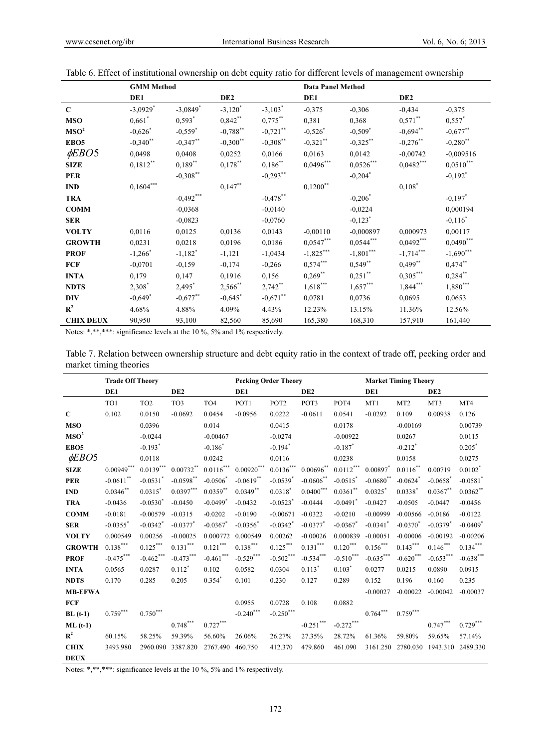Table 6. Effect of institutional ownership on debt equity ratio for different levels of management ownership

| | GMM Method | | | | Data Panel Method | | | |
|---|---|---|---|---|---|---|---|---|
| | DE1 | | DE2 | | DE1 | | DE2 | |
| C | -3,0929* | -3,0849* | -3,120* | -3,103* | -0,375 | -0,306 | -0,434 | -0,375 |
| MSO | 0,661* | 0,593* | 0,842** | 0,775** | 0,381 | 0,368 | 0,571** | 0,557* |
| MSO² | -0,626* | -0,559* | -0,788** | -0,721** | -0,526* | -0,509* | -0,694** | -0,677** |
| EBO5 | -0,340** | -0,347** | -0,300** | -0,308** | -0,321** | -0,325** | -0,276** | -0,280** |
| $\phi EBO5$ | 0,0498 | 0,0408 | 0,0252 | 0,0166 | 0,0163 | 0,0142 | -0,00742 | -0,009516 |
| SIZE | 0,1812** | 0,189** | 0,178** | 0,186** | 0,0496*** | 0,0526*** | 0,0482*** | 0,0510*** |
| PER | | -0,308** | | -0,293** | | -0,204* | | -0,192* |
| IND | 0,1604*** | | 0,147** | | 0,1200** | | 0,108* | |
| TRA | | -0,492*** | | -0,478** | | -0,206* | | -0,197* |
| COMM | | -0,0368 | | -0,0140 | | -0,0224 | | 0,000194 |
| SER | | -0,0823 | | -0,0760 | | -0,123* | | -0,116* |
| VOLTY | 0,0116 | 0,0125 | 0,0136 | 0,0143 | -0,00110 | -0,000897 | 0,000973 | 0,00117 |
| GROWTH | 0,0231 | 0,0218 | 0,0196 | 0,0186 | 0,0547*** | 0,0544*** | 0,0492*** | 0,0490*** |
| PROF | -1,266* | -1,182* | -1,121 | -1,0434 | -1,825*** | -1,801*** | -1,714*** | -1,690*** |
| FCF | -0,0701 | -0,159 | -0,174 | -0,266 | 0,574*** | 0,549** | 0,499** | 0,474** |
| INTA | 0,179 | 0,147 | 0,1916 | 0,156 | 0,269** | 0,251** | 0,305*** | 0,284** |
| NDTS | 2,308* | 2,495* | 2,566** | 2,742** | 1,618*** | 1,657*** | 1,844*** | 1,880*** |
| DIV | -0,649* | -0,677** | -0,645* | -0,671** | 0,0781 | 0,0736 | 0,0695 | 0,0653 |
| $R^2$ | 4.68% | 4.88% | 4.09% | 4.43% | 12.23% | 13.15% | 11.36% | 12.56% |
| CHIX DEUX | 90,950 | 93,100 | 82,560 | 85,690 | 165,380 | 168,310 | 157,910 | 161,440 |

Notes: *,**,***: significance levels at the 10 %, 5% and 1% respectively.

Table 7. Relation between ownership structure and debt equity ratio in the context of trade off, pecking order and market timing theories

| | Trade Off Theory | | | | Pecking Order Theory | | | | Market Timing Theory | | | |
|---|---|---|---|---|---|---|---|---|---|---|---|---|
| | DE1 | | DE2 | | DE1 | | DE2 | | DE1 | | DE2 | |
| | TO1 | TO2 | TO3 | TO4 | POT1 | POT2 | POT3 | POT4 | MT1 | MT2 | MT3 | MT4 |
| C | 0.102 | 0.0150 | -0.0692 | 0.0454 | -0.0956 | 0.0222 | -0.0611 | 0.0541 | -0.0292 | 0.109 | 0.00938 | 0.126 |
| MSO | | 0.0396 | | 0.014 | | 0.0415 | | 0.0178 | | -0.00169 | | 0.00739 |
| MSO² | | -0.0244 | | -0.00467 | | -0.0274 | | -0.00922 | | 0.0267 | | 0.0115 |
| EBO5 | | -0.193* | | -0.186* | | -0.194* | | -0.187* | | -0.212* | | 0.205* |
| $\phi EBO5$ | | 0.0118 | | 0.0242 | | 0.0116 | | 0.0238 | | 0.0158 | | 0.0275 |
| SIZE | 0.00949*** | 0.0139*** | 0.00732** | 0.0116*** | 0.00920*** | 0.0136*** | 0.00696** | 0.0112*** | 0.00897* | 0.0116** | 0.00719 | 0.0102* |
| PER | -0.0611** | -0.0531* | -0.0598** | -0.0506* | -0.0619** | -0.0539* | -0.0606** | -0.0515* | -0.0680** | -0.0624* | -0.0658* | -0.0581* |
| IND | 0.0346** | 0.0315* | 0.0397*** | 0.0359** | 0.0349** | 0.0318* | 0.0400*** | 0.0361** | 0.0325* | 0.0338* | 0.0367** | 0.0362** |
| TRA | -0.0436 | -0.0530* | -0.0450 | -0.0499* | -0.0432 | -0.0523* | -0.0444 | -0.0491* | -0.0427 | -0.0505 | -0.0447 | -0.0456 |
| COMM | -0.0181 | -0.00579 | -0.0315 | -0.0202 | -0.0190 | -0.00671 | -0.0322 | -0.0210 | -0.00999 | -0.00566 | -0.0186 | -0.0122 |
| SER | -0.0355* | -0.0342* | -0.0377* | -0.0367* | -0.0356* | -0.0342* | -0.0377* | -0.0367* | -0.0341* | -0.0370* | -0.0379* | -0.0409* |
| VOLTY | 0.000549 | 0.00256 | -0.00025 | 0.000772 | 0.000549 | 0.00262 | -0.00026 | 0.000839 | -0.00051 | -0.00006 | -0.00192 | -0.00206 |
| GROWTH | 0.138*** | 0.125*** | 0.131*** | 0.121*** | 0.138*** | 0.125*** | 0.131*** | 0.120*** | 0.156*** | 0.143*** | 0.146*** | 0.134*** |
| PROF | -0.475*** | -0.462*** | -0.473*** | -0.461*** | -0.529*** | -0.502*** | -0.534*** | -0.510*** | -0.635*** | -0.620*** | -0.653*** | -0.638*** |
| INTA | 0.0565 | 0.0287 | 0.112* | 0.102 | 0.0582 | 0.0304 | 0.113* | 0.103* | 0.0277 | 0.0215 | 0.0890 | 0.0915 |
| NDTS | 0.170 | 0.285 | 0.205 | 0.354* | 0.101 | 0.230 | 0.127 | 0.289 | 0.152 | 0.196 | 0.160 | 0.235 |
| MB-EFWA | | | | | | | | | -0.00027 | -0.00022 | -0.00042 | -0.00037 |
| FCF | | | | | 0.0955 | 0.0728 | 0.108 | 0.0882 | | | | |
| BL (t-1) | 0.759*** | 0.750*** | | | -0.240*** | -0.250*** | | | 0.764*** | 0.759*** | | |
| ML (t-1) | | | 0.748*** | 0.727*** | | | -0.251*** | -0.272*** | | | 0.747*** | 0.729*** |
| $R^2$ | 60.15% | 58.25% | 59.39% | 56.60% | 26.06% | 26.27% | 27.35% | 28.72% | 61.36% | 59.80% | 59.65% | 57.14% |
| CHIX DEUX | 3493.980 | 2960.090 | 3387.820 | 2767.490 | 460.750 | 412.370 | 479.860 | 461.090 | 3161.250 | 2780.030 | 1943.310 | 2489.330 |

Notes: *,**,***: significance levels at the 10 %, 5% and 1% respectively.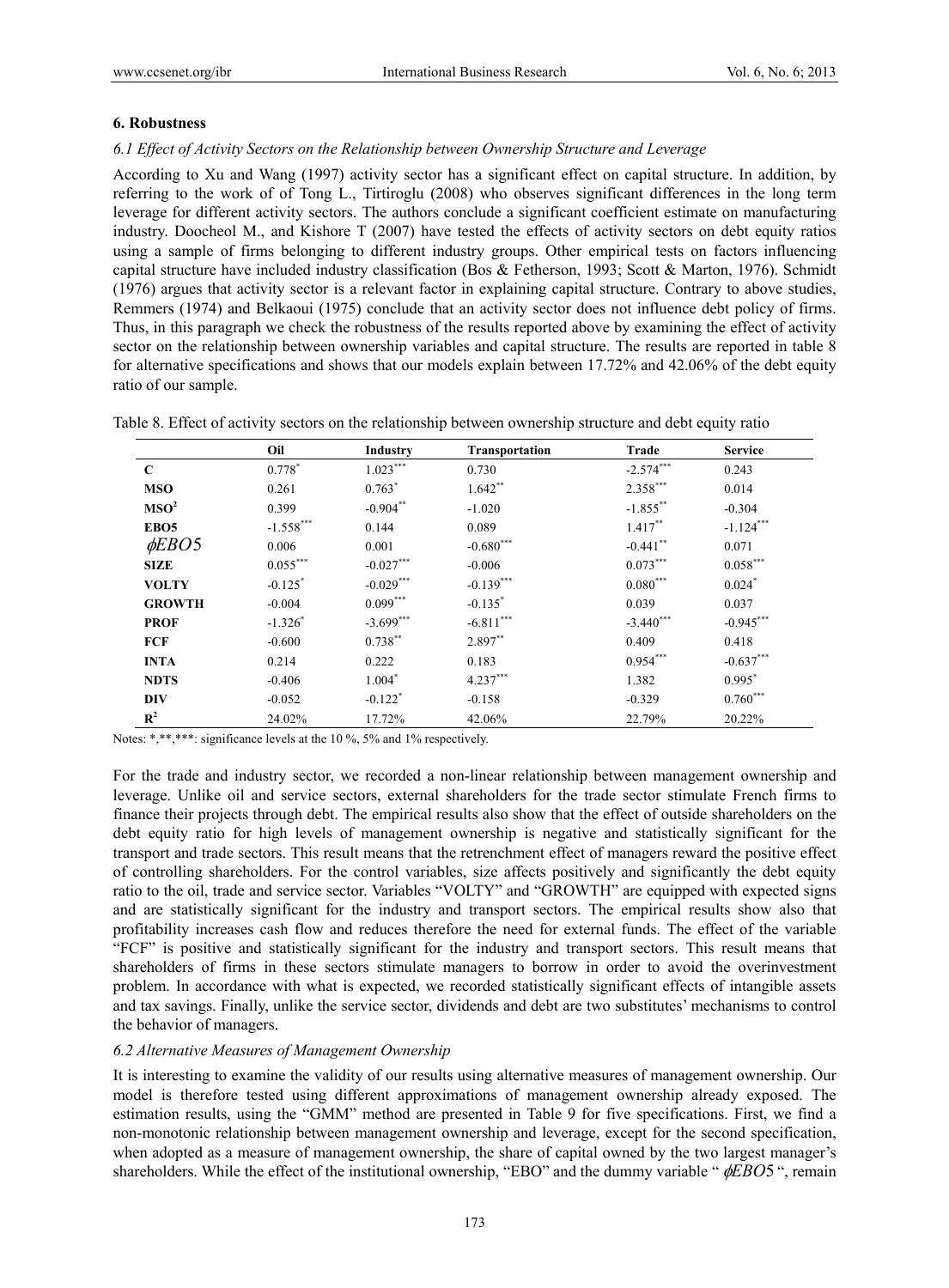## 6. Robustness

### *6.1 Effect of Activity Sectors on the Relationship between Ownership Structure and Leverage*

According to Xu and Wang (1997) activity sector has a significant effect on capital structure. In addition, by referring to the work of of Tong L., Tirtiroglu (2008) who observes significant differences in the long term leverage for different activity sectors. The authors conclude a significant coefficient estimate on manufacturing industry. Doocheol M., and Kishore T (2007) have tested the effects of activity sectors on debt equity ratios using a sample of firms belonging to different industry groups. Other empirical tests on factors influencing capital structure have included industry classification (Bos & Fetherson, 1993; Scott & Marton, 1976). Schmidt (1976) argues that activity sector is a relevant factor in explaining capital structure. Contrary to above studies, Remmers (1974) and Belkaoui (1975) conclude that an activity sector does not influence debt policy of firms. Thus, in this paragraph we check the robustness of the results reported above by examining the effect of activity sector on the relationship between ownership variables and capital structure. The results are reported in table 8 for alternative specifications and shows that our models explain between 17.72% and 42.06% of the debt equity ratio of our sample.

Table 8. Effect of activity sectors on the relationship between ownership structure and debt equity ratio

| | Oil | Industry | Transportation | Trade | Service |
|---|---|---|---|---|---|
| **C** | 0.778* | 1.023*** | 0.730 | -2.574*** | 0.243 |
| **MSO** | 0.261 | 0.763* | 1.642** | 2.358*** | 0.014 |
| **MSO²** | 0.399 | -0.904** | -1.020 | -1.855** | -0.304 |
| **EBO5** | -1.558*** | 0.144 | 0.089 | 1.417** | -1.124*** |
| $\phi EBO5$ | 0.006 | 0.001 | -0.680*** | -0.441** | 0.071 |
| **SIZE** | 0.055*** | -0.027*** | -0.006 | 0.073*** | 0.058*** |
| **VOLTY** | -0.125* | -0.029*** | -0.139*** | 0.080*** | 0.024* |
| **GROWTH** | -0.004 | 0.099*** | -0.135* | 0.039 | 0.037 |
| **PROF** | -1.326* | -3.699*** | -6.811*** | -3.440*** | -0.945*** |
| **FCF** | -0.600 | 0.738** | 2.897** | 0.409 | 0.418 |
| **INTA** | 0.214 | 0.222 | 0.183 | 0.954*** | -0.637*** |
| **NDTS** | -0.406 | 1.004* | 4.237*** | 1.382 | 0.995* |
| **DIV** | -0.052 | -0.122* | -0.158 | -0.329 | 0.760*** |
| $R^2$ | 24.02% | 17.72% | 42.06% | 22.79% | 20.22% |

Notes: *,**,***: significance levels at the 10 %, 5% and 1% respectively.

For the trade and industry sector, we recorded a non-linear relationship between management ownership and leverage. Unlike oil and service sectors, external shareholders for the trade sector stimulate French firms to finance their projects through debt. The empirical results also show that the effect of outside shareholders on the debt equity ratio for high levels of management ownership is negative and statistically significant for the transport and trade sectors. This result means that the retrenchment effect of managers reward the positive effect of controlling shareholders. For the control variables, size affects positively and significantly the debt equity ratio to the oil, trade and service sector. Variables "VOLTY" and "GROWTH" are equipped with expected signs and are statistically significant for the industry and transport sectors. The empirical results show also that profitability increases cash flow and reduces therefore the need for external funds. The effect of the variable "FCF" is positive and statistically significant for the industry and transport sectors. This result means that shareholders of firms in these sectors stimulate managers to borrow in order to avoid the overinvestment problem. In accordance with what is expected, we recorded statistically significant effects of intangible assets and tax savings. Finally, unlike the service sector, dividends and debt are two substitutes' mechanisms to control the behavior of managers.

### *6.2 Alternative Measures of Management Ownership*

It is interesting to examine the validity of our results using alternative measures of management ownership. Our model is therefore tested using different approximations of management ownership already exposed. The estimation results, using the "GMM" method are presented in Table 9 for five specifications. First, we find a non-monotonic relationship between management ownership and leverage, except for the second specification, when adopted as a measure of management ownership, the share of capital owned by the two largest manager's shareholders. While the effect of the institutional ownership, "EBO" and the dummy variable " $\phi EBO5$ ", remain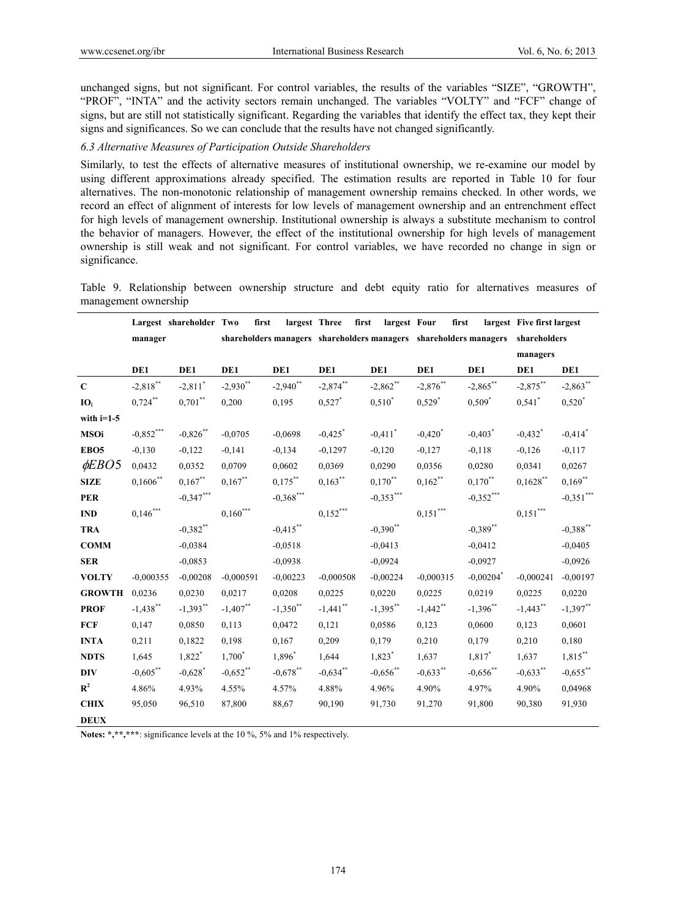unchanged signs, but not significant. For control variables, the results of the variables "SIZE", "GROWTH", "PROF", "INTA" and the activity sectors remain unchanged. The variables "VOLTY" and "FCF" change of signs, but are still not statistically significant. Regarding the variables that identify the effect tax, they kept their signs and significances. So we can conclude that the results have not changed significantly.

### *6.3 Alternative Measures of Participation Outside Shareholders*

Similarly, to test the effects of alternative measures of institutional ownership, we re-examine our model by using different approximations already specified. The estimation results are reported in Table 10 for four alternatives. The non-monotonic relationship of management ownership remains checked. In other words, we record an effect of alignment of interests for low levels of management ownership and an entrenchment effect for high levels of management ownership. Institutional ownership is always a substitute mechanism to control the behavior of managers. However, the effect of the institutional ownership for high levels of management ownership is still weak and not significant. For control variables, we have recorded no change in sign or significance.

Table 9. Relationship between ownership structure and debt equity ratio for alternatives measures of management ownership

| | Largest shareholder manager | | Two first largest shareholders managers | | Three first largest shareholders managers | | Four first largest shareholders managers | | Five first largest shareholders managers | |
|---|---|---|---|---|---|---|---|---|---|---|
| | DE1 | DE1 | DE1 | DE1 | DE1 | DE1 | DE1 | DE1 | DE1 | DE1 |
| **C** | -2,818** | -2,811* | -2,930** | -2,940** | -2,874** | -2,862** | -2,876** | -2,865** | -2,875** | -2,863** |
| **$IO_i$ with i=1-5** | 0,724** | 0,701** | 0,200 | 0,195 | 0,527* | 0,510* | 0,529* | 0,509* | 0,541* | 0,520* |
| **MSOi** | -0,852*** | -0,826** | -0,0705 | -0,0698 | -0,425* | -0,411* | -0,420* | -0,403* | -0,432* | -0,414* |
| **EBO5** | -0,130 | -0,122 | -0,141 | -0,134 | -0,1297 | -0,120 | -0,127 | -0,118 | -0,126 | -0,117 |
| **$\phi EBO5$** | 0,0432 | 0,0352 | 0,0709 | 0,0602 | 0,0369 | 0,0290 | 0,0356 | 0,0280 | 0,0341 | 0,0267 |
| **SIZE** | 0,1606** | 0,167** | 0,167** | 0,175** | 0,163** | 0,170** | 0,162** | 0,170** | 0,1628** | 0,169** |
| **PER** | | -0,347*** | | -0,368*** | | -0,353*** | | -0,352*** | | -0,351*** |
| **IND** | 0,146*** | | 0,160*** | | 0,152*** | | 0,151*** | | 0,151*** | |
| **TRA** | | -0,382** | | -0,415** | | -0,390** | | -0,389** | | -0,388** |
| **COMM** | | -0,0384 | | -0,0518 | | -0,0413 | | -0,0412 | | -0,0405 |
| **SER** | | -0,0853 | | -0,0938 | | -0,0924 | | -0,0927 | | -0,0926 |
| **VOLTY** | -0,000355 | -0,00208 | -0,000591 | -0,00223 | -0,000508 | -0,00224 | -0,000315 | -0,00204* | -0,000241 | -0,00197 |
| **GROWTH** | 0,0236 | 0,0230 | 0,0217 | 0,0208 | 0,0225 | 0,0220 | 0,0225 | 0,0219 | 0,0225 | 0,0220 |
| **PROF** | -1,438** | -1,393** | -1,407** | -1,350** | -1,441** | -1,395** | -1,442** | -1,396** | -1,443** | -1,397** |
| **FCF** | 0,147 | 0,0850 | 0,113 | 0,0472 | 0,121 | 0,0586 | 0,123 | 0,0600 | 0,123 | 0,0601 |
| **INTA** | 0,211 | 0,1822 | 0,198 | 0,167 | 0,209 | 0,179 | 0,210 | 0,179 | 0,210 | 0,180 |
| **NDTS** | 1,645 | 1,822* | 1,700* | 1,896* | 1,644 | 1,823* | 1,637 | 1,817* | 1,637 | 1,815** |
| **DIV** | -0,605** | -0,628* | -0,652** | -0,678** | -0,634** | -0,656** | -0,633** | -0,656** | -0,633** | -0,655** |
| **$R^2$** | 4.86% | 4.93% | 4.55% | 4.57% | 4.88% | 4.96% | 4.90% | 4.97% | 4.90% | 0,04968 |
| **CHIX DEUX** | 95,050 | 96,510 | 87,800 | 88,67 | 90,190 | 91,730 | 91,270 | 91,800 | 90,380 | 91,930 |

**Notes: \*,\*\*,\*\*\***: significance levels at the 10 %, 5% and 1% respectively.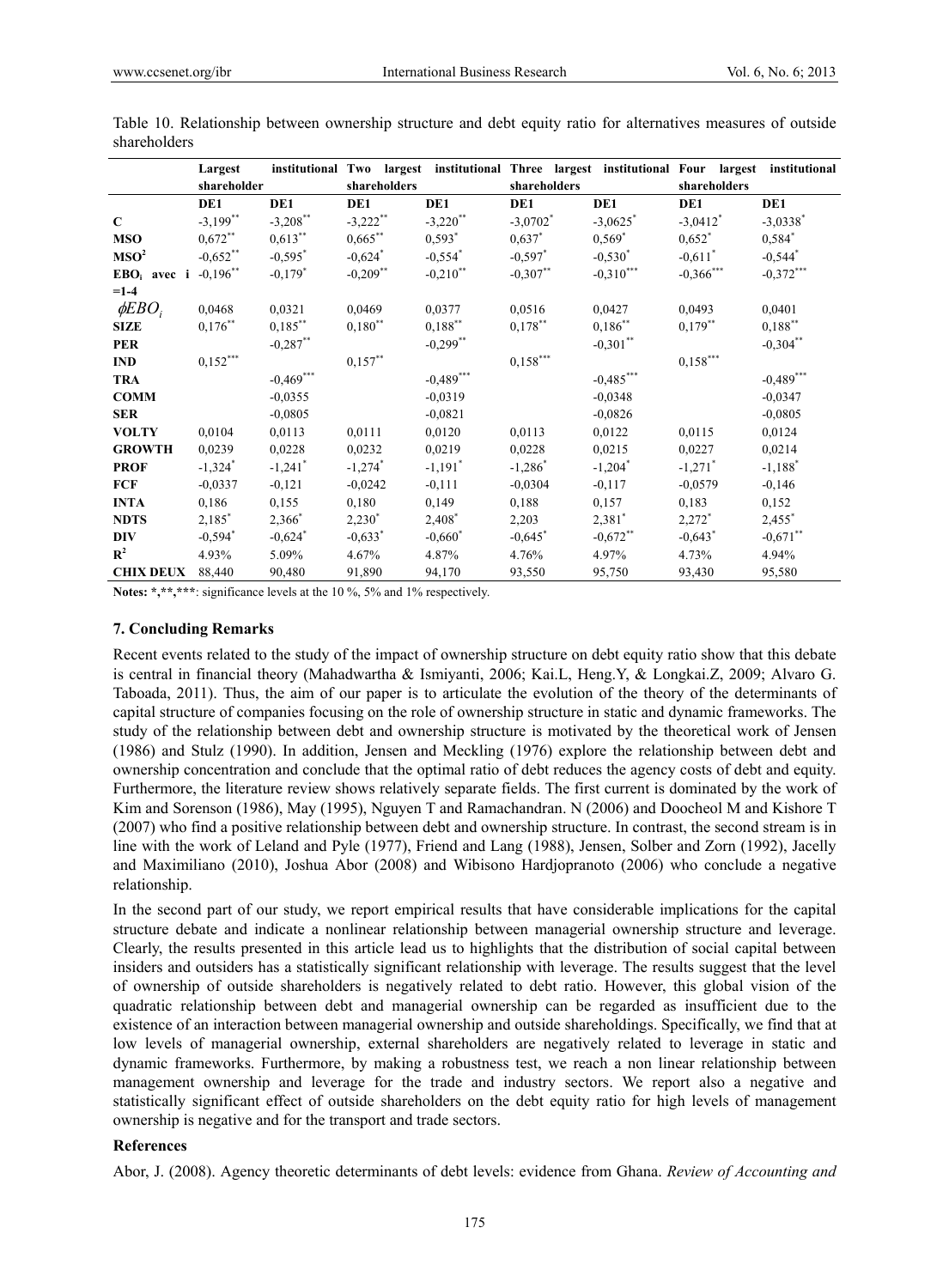Table 10. Relationship between ownership structure and debt equity ratio for alternatives measures of outside shareholders

| | Largest institutional shareholder | | Two largest institutional shareholders | | Three largest institutional shareholders | | Four largest institutional shareholders | |
|---|---|---|---|---|---|---|---|---|
| | DE1 | DE1 | DE1 | DE1 | DE1 | DE1 | DE1 | DE1 |
| **C** | -3,199** | -3,208** | -3,222** | -3,220** | -3,0702* | -3,0625* | -3,0412* | -3,0338* |
| **MSO** | 0,672** | 0,613** | 0,665** | 0,593* | 0,637* | 0,569* | 0,652* | 0,584* |
| **$MSO^2$** | -0,652** | -0,595* | -0,624* | -0,554* | -0,597* | -0,530* | -0,611* | -0,544* |
| **$EBO_i$ avec i =1-4** | -0,196** | -0,179* | -0,209** | -0,210** | -0,307** | -0,310*** | -0,366*** | -0,372*** |
| $\phi EBO_i$ | 0,0468 | 0,0321 | 0,0469 | 0,0377 | 0,0516 | 0,0427 | 0,0493 | 0,0401 |
| **SIZE** | 0,176** | 0,185** | 0,180** | 0,188** | 0,178** | 0,186** | 0,179** | 0,188** |
| **PER** | | -0,287** | | -0,299** | | -0,301** | | -0,304** |
| **IND** | 0,152*** | | 0,157** | | 0,158*** | | 0,158*** | |
| **TRA** | | -0,469*** | | -0,489*** | | -0,485*** | | -0,489*** |
| **COMM** | | -0,0355 | | -0,0319 | | -0,0348 | | -0,0347 |
| **SER** | | -0,0805 | | -0,0821 | | -0,0826 | | -0,0805 |
| **VOLTY** | 0,0104 | 0,0113 | 0,0111 | 0,0120 | 0,0113 | 0,0122 | 0,0115 | 0,0124 |
| **GROWTH** | 0,0239 | 0,0228 | 0,0232 | 0,0219 | 0,0228 | 0,0215 | 0,0227 | 0,0214 |
| **PROF** | -1,324* | -1,241* | -1,274* | -1,191* | -1,286* | -1,204* | -1,271* | -1,188* |
| **FCF** | -0,0337 | -0,121 | -0,0242 | -0,111 | -0,0304 | -0,117 | -0,0579 | -0,146 |
| **INTA** | 0,186 | 0,155 | 0,180 | 0,149 | 0,188 | 0,157 | 0,183 | 0,152 |
| **NDTS** | 2,185* | 2,366* | 2,230* | 2,408* | 2,203 | 2,381* | 2,272* | 2,455* |
| **DIV** | -0,594* | -0,624* | -0,633* | -0,660* | -0,645* | -0,672** | -0,643* | -0,671** |
| **$R^2$** | 4.93% | 5.09% | 4.67% | 4.87% | 4.76% | 4.97% | 4.73% | 4.94% |
| **CHIX DEUX** | 88,440 | 90,480 | 91,890 | 94,170 | 93,550 | 95,750 | 93,430 | 95,580 |

**Notes: \*,\*\*,\*\*\***: significance levels at the 10 %, 5% and 1% respectively.

## 7. Concluding Remarks

Recent events related to the study of the impact of ownership structure on debt equity ratio show that this debate is central in financial theory (Mahadwartha & Ismiyanti, 2006; Kai.L, Heng.Y, & Longkai.Z, 2009; Alvaro G. Taboada, 2011). Thus, the aim of our paper is to articulate the evolution of the theory of the determinants of capital structure of companies focusing on the role of ownership structure in static and dynamic frameworks. The study of the relationship between debt and ownership structure is motivated by the theoretical work of Jensen (1986) and Stulz (1990). In addition, Jensen and Meckling (1976) explore the relationship between debt and ownership concentration and conclude that the optimal ratio of debt reduces the agency costs of debt and equity. Furthermore, the literature review shows relatively separate fields. The first current is dominated by the work of Kim and Sorenson (1986), May (1995), Nguyen T and Ramachandran. N (2006) and Doocheol M and Kishore T (2007) who find a positive relationship between debt and ownership structure. In contrast, the second stream is in line with the work of Leland and Pyle (1977), Friend and Lang (1988), Jensen, Solber and Zorn (1992), Jacelly and Maximiliano (2010), Joshua Abor (2008) and Wibisono Hardjopranoto (2006) who conclude a negative relationship.

In the second part of our study, we report empirical results that have considerable implications for the capital structure debate and indicate a nonlinear relationship between managerial ownership structure and leverage. Clearly, the results presented in this article lead us to highlights that the distribution of social capital between insiders and outsiders has a statistically significant relationship with leverage. The results suggest that the level of ownership of outside shareholders is negatively related to debt ratio. However, this global vision of the quadratic relationship between debt and managerial ownership can be regarded as insufficient due to the existence of an interaction between managerial ownership and outside shareholdings. Specifically, we find that at low levels of managerial ownership, external shareholders are negatively related to leverage in static and dynamic frameworks. Furthermore, by making a robustness test, we reach a non linear relationship between management ownership and leverage for the trade and industry sectors. We report also a negative and statistically significant effect of outside shareholders on the debt equity ratio for high levels of management ownership is negative and for the transport and trade sectors.

## References

Abor, J. (2008). Agency theoretic determinants of debt levels: evidence from Ghana. *Review of Accounting and*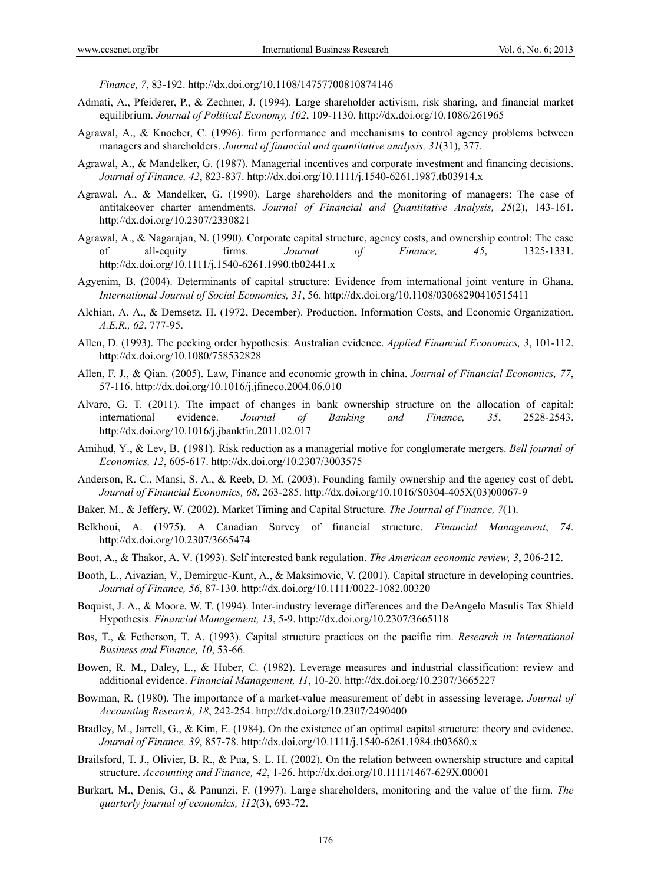*Finance, 7*, 83-192. http://dx.doi.org/10.1108/14757700810874146

Admati, A., Pfeiderer, P., & Zechner, J. (1994). Large shareholder activism, risk sharing, and financial market equilibrium. *Journal of Political Economy, 102*, 109-1130. http://dx.doi.org/10.1086/261965

Agrawal, A., & Knoeber, C. (1996). firm performance and mechanisms to control agency problems between managers and shareholders. *Journal of financial and quantitative analysis, 31*(31), 377.

Agrawal, A., & Mandelker, G. (1987). Managerial incentives and corporate investment and financing decisions. *Journal of Finance, 42*, 823-837. http://dx.doi.org/10.1111/j.1540-6261.1987.tb03914.x

Agrawal, A., & Mandelker, G. (1990). Large shareholders and the monitoring of managers: The case of antitakeover charter amendments. *Journal of Financial and Quantitative Analysis, 25*(2), 143-161. http://dx.doi.org/10.2307/2330821

Agrawal, A., & Nagarajan, N. (1990). Corporate capital structure, agency costs, and ownership control: The case of all-equity firms. *Journal of Finance, 45*, 1325-1331. http://dx.doi.org/10.1111/j.1540-6261.1990.tb02441.x

Agyenim, B. (2004). Determinants of capital structure: Evidence from international joint venture in Ghana. *International Journal of Social Economics, 31*, 56. http://dx.doi.org/10.1108/03068290410515411

Alchian, A. A., & Demsetz, H. (1972, December). Production, Information Costs, and Economic Organization. *A.E.R., 62*, 777-95.

Allen, D. (1993). The pecking order hypothesis: Australian evidence. *Applied Financial Economics, 3*, 101-112. http://dx.doi.org/10.1080/758532828

Allen, F. J., & Qian. (2005). Law, Finance and economic growth in china. *Journal of Financial Economics, 77*, 57-116. http://dx.doi.org/10.1016/j.jfineco.2004.06.010

Alvaro, G. T. (2011). The impact of changes in bank ownership structure on the allocation of capital: international evidence. *Journal of Banking and Finance, 35*, 2528-2543. http://dx.doi.org/10.1016/j.jbankfin.2011.02.017

Amihud, Y., & Lev, B. (1981). Risk reduction as a managerial motive for conglomerate mergers. *Bell journal of Economics, 12*, 605-617. http://dx.doi.org/10.2307/3003575

Anderson, R. C., Mansi, S. A., & Reeb, D. M. (2003). Founding family ownership and the agency cost of debt. *Journal of Financial Economics, 68*, 263-285. http://dx.doi.org/10.1016/S0304-405X(03)00067-9

Baker, M., & Jeffery, W. (2002). Market Timing and Capital Structure. *The Journal of Finance, 7*(1).

Belkhoui, A. (1975). A Canadian Survey of financial structure. *Financial Management*, *74*. http://dx.doi.org/10.2307/3665474

Boot, A., & Thakor, A. V. (1993). Self interested bank regulation. *The American economic review, 3*, 206-212.

Booth, L., Aivazian, V., Demirguc-Kunt, A., & Maksimovic, V. (2001). Capital structure in developing countries. *Journal of Finance, 56*, 87-130. http://dx.doi.org/10.1111/0022-1082.00320

Boquist, J. A., & Moore, W. T. (1994). Inter-industry leverage differences and the DeAngelo Masulis Tax Shield Hypothesis. *Financial Management, 13*, 5-9. http://dx.doi.org/10.2307/3665118

Bos, T., & Fetherson, T. A. (1993). Capital structure practices on the pacific rim. *Research in International Business and Finance, 10*, 53-66.

Bowen, R. M., Daley, L., & Huber, C. (1982). Leverage measures and industrial classification: review and additional evidence. *Financial Management, 11*, 10-20. http://dx.doi.org/10.2307/3665227

Bowman, R. (1980). The importance of a market-value measurement of debt in assessing leverage. *Journal of Accounting Research, 18*, 242-254. http://dx.doi.org/10.2307/2490400

Bradley, M., Jarrell, G., & Kim, E. (1984). On the existence of an optimal capital structure: theory and evidence. *Journal of Finance, 39*, 857-78. http://dx.doi.org/10.1111/j.1540-6261.1984.tb03680.x

Brailsford, T. J., Olivier, B. R., & Pua, S. L. H. (2002). On the relation between ownership structure and capital structure. *Accounting and Finance, 42*, 1-26. http://dx.doi.org/10.1111/1467-629X.00001

Burkart, M., Denis, G., & Panunzi, F. (1997). Large shareholders, monitoring and the value of the firm. *The quarterly journal of economics, 112*(3), 693-72.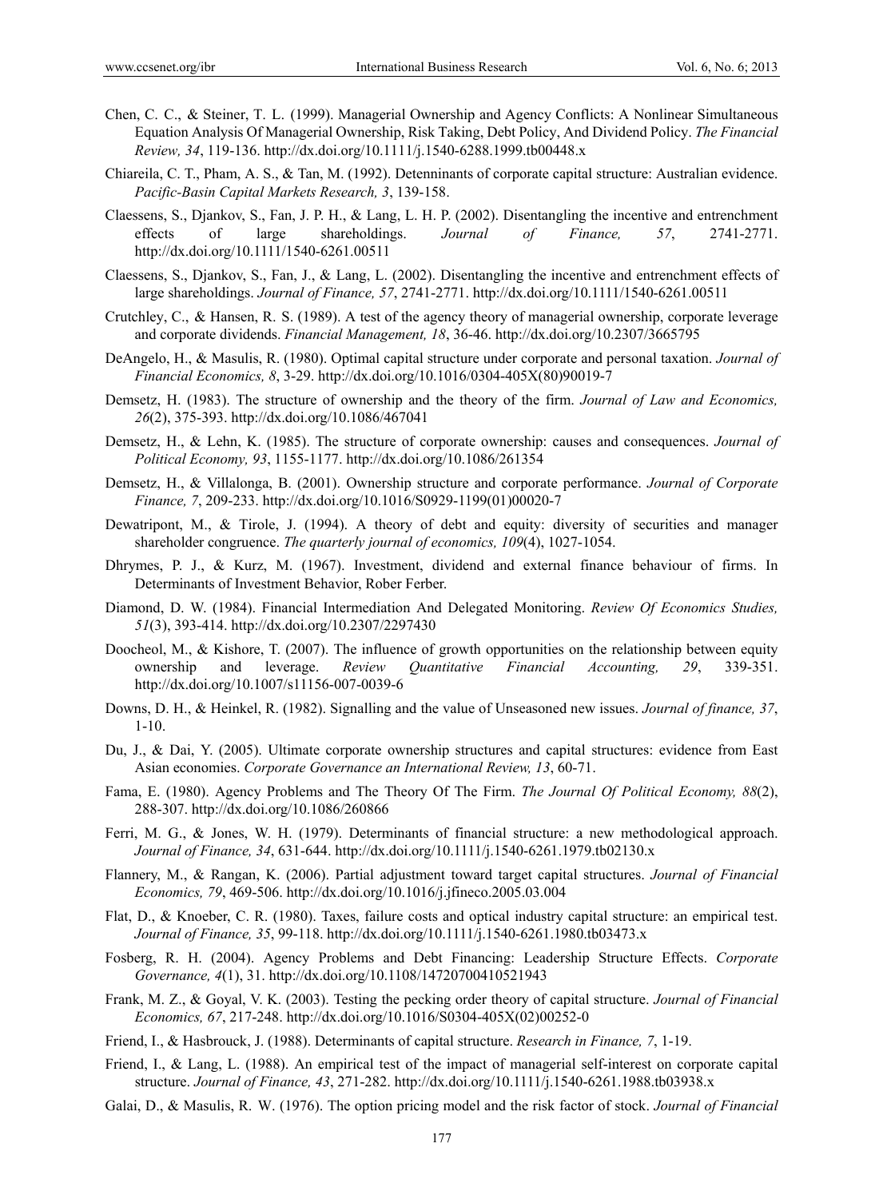Chen, C. C., & Steiner, T. L. (1999). Managerial Ownership and Agency Conflicts: A Nonlinear Simultaneous Equation Analysis Of Managerial Ownership, Risk Taking, Debt Policy, And Dividend Policy. *The Financial Review, 34*, 119-136. http://dx.doi.org/10.1111/j.1540-6288.1999.tb00448.x

Chiareila, C. T., Pham, A. S., & Tan, M. (1992). Detenninants of corporate capital structure: Australian evidence. *Pacific-Basin Capital Markets Research, 3*, 139-158.

Claessens, S., Djankov, S., Fan, J. P. H., & Lang, L. H. P. (2002). Disentangling the incentive and entrenchment effects of large shareholdings. *Journal of Finance, 57*, 2741-2771. http://dx.doi.org/10.1111/1540-6261.00511

Claessens, S., Djankov, S., Fan, J., & Lang, L. (2002). Disentangling the incentive and entrenchment effects of large shareholdings. *Journal of Finance, 57*, 2741-2771. http://dx.doi.org/10.1111/1540-6261.00511

Crutchley, C., & Hansen, R. S. (1989). A test of the agency theory of managerial ownership, corporate leverage and corporate dividends. *Financial Management, 18*, 36-46. http://dx.doi.org/10.2307/3665795

DeAngelo, H., & Masulis, R. (1980). Optimal capital structure under corporate and personal taxation. *Journal of Financial Economics, 8*, 3-29. http://dx.doi.org/10.1016/0304-405X(80)90019-7

Demsetz, H. (1983). The structure of ownership and the theory of the firm. *Journal of Law and Economics, 26*(2), 375-393. http://dx.doi.org/10.1086/467041

Demsetz, H., & Lehn, K. (1985). The structure of corporate ownership: causes and consequences. *Journal of Political Economy, 93*, 1155-1177. http://dx.doi.org/10.1086/261354

Demsetz, H., & Villalonga, B. (2001). Ownership structure and corporate performance. *Journal of Corporate Finance, 7*, 209-233. http://dx.doi.org/10.1016/S0929-1199(01)00020-7

Dewatripont, M., & Tirole, J. (1994). A theory of debt and equity: diversity of securities and manager shareholder congruence. *The quarterly journal of economics, 109*(4), 1027-1054.

Dhrymes, P. J., & Kurz, M. (1967). Investment, dividend and external finance behaviour of firms. In Determinants of Investment Behavior, Rober Ferber.

Diamond, D. W. (1984). Financial Intermediation And Delegated Monitoring. *Review Of Economics Studies, 51*(3), 393-414. http://dx.doi.org/10.2307/2297430

Doocheol, M., & Kishore, T. (2007). The influence of growth opportunities on the relationship between equity ownership and leverage. *Review Quantitative Financial Accounting, 29*, 339-351. http://dx.doi.org/10.1007/s11156-007-0039-6

Downs, D. H., & Heinkel, R. (1982). Signalling and the value of Unseasoned new issues. *Journal of finance, 37*, 1-10.

Du, J., & Dai, Y. (2005). Ultimate corporate ownership structures and capital structures: evidence from East Asian economies. *Corporate Governance an International Review, 13*, 60-71.

Fama, E. (1980). Agency Problems and The Theory Of The Firm. *The Journal Of Political Economy, 88*(2), 288-307. http://dx.doi.org/10.1086/260866

Ferri, M. G., & Jones, W. H. (1979). Determinants of financial structure: a new methodological approach. *Journal of Finance, 34*, 631-644. http://dx.doi.org/10.1111/j.1540-6261.1979.tb02130.x

Flannery, M., & Rangan, K. (2006). Partial adjustment toward target capital structures. *Journal of Financial Economics, 79*, 469-506. http://dx.doi.org/10.1016/j.jfineco.2005.03.004

Flat, D., & Knoeber, C. R. (1980). Taxes, failure costs and optical industry capital structure: an empirical test. *Journal of Finance, 35*, 99-118. http://dx.doi.org/10.1111/j.1540-6261.1980.tb03473.x

Fosberg, R. H. (2004). Agency Problems and Debt Financing: Leadership Structure Effects. *Corporate Governance, 4*(1), 31. http://dx.doi.org/10.1108/14720700410521943

Frank, M. Z., & Goyal, V. K. (2003). Testing the pecking order theory of capital structure. *Journal of Financial Economics, 67*, 217-248. http://dx.doi.org/10.1016/S0304-405X(02)00252-0

Friend, I., & Hasbrouck, J. (1988). Determinants of capital structure. *Research in Finance, 7*, 1-19.

Friend, I., & Lang, L. (1988). An empirical test of the impact of managerial self-interest on corporate capital structure. *Journal of Finance, 43*, 271-282. http://dx.doi.org/10.1111/j.1540-6261.1988.tb03938.x

Galai, D., & Masulis, R. W. (1976). The option pricing model and the risk factor of stock. *Journal of Financial*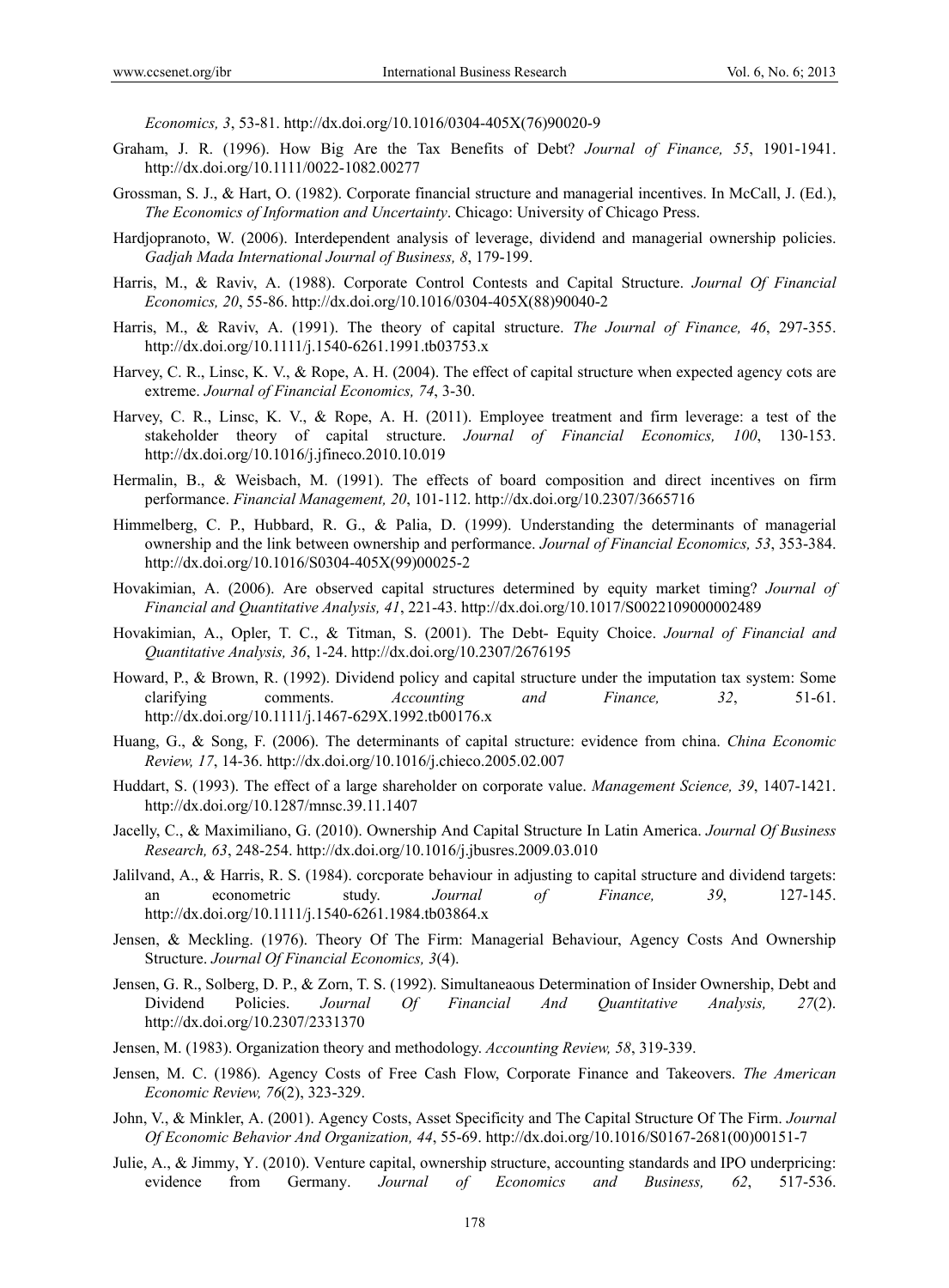*Economics, 3*, 53-81. http://dx.doi.org/10.1016/0304-405X(76)90020-9

Graham, J. R. (1996). How Big Are the Tax Benefits of Debt? *Journal of Finance, 55*, 1901-1941. http://dx.doi.org/10.1111/0022-1082.00277

Grossman, S. J., & Hart, O. (1982). Corporate financial structure and managerial incentives. In McCall, J. (Ed.), *The Economics of Information and Uncertainty*. Chicago: University of Chicago Press.

Hardjopranoto, W. (2006). Interdependent analysis of leverage, dividend and managerial ownership policies. *Gadjah Mada International Journal of Business, 8*, 179-199.

Harris, M., & Raviv, A. (1988). Corporate Control Contests and Capital Structure. *Journal Of Financial Economics, 20*, 55-86. http://dx.doi.org/10.1016/0304-405X(88)90040-2

Harris, M., & Raviv, A. (1991). The theory of capital structure. *The Journal of Finance, 46*, 297-355. http://dx.doi.org/10.1111/j.1540-6261.1991.tb03753.x

Harvey, C. R., Linsc, K. V., & Rope, A. H. (2004). The effect of capital structure when expected agency cots are extreme. *Journal of Financial Economics, 74*, 3-30.

Harvey, C. R., Linsc, K. V., & Rope, A. H. (2011). Employee treatment and firm leverage: a test of the stakeholder theory of capital structure. *Journal of Financial Economics, 100*, 130-153. http://dx.doi.org/10.1016/j.jfineco.2010.10.019

Hermalin, B., & Weisbach, M. (1991). The effects of board composition and direct incentives on firm performance. *Financial Management, 20*, 101-112. http://dx.doi.org/10.2307/3665716

Himmelberg, C. P., Hubbard, R. G., & Palia, D. (1999). Understanding the determinants of managerial ownership and the link between ownership and performance. *Journal of Financial Economics, 53*, 353-384. http://dx.doi.org/10.1016/S0304-405X(99)00025-2

Hovakimian, A. (2006). Are observed capital structures determined by equity market timing? *Journal of Financial and Quantitative Analysis, 41*, 221-43. http://dx.doi.org/10.1017/S0022109000002489

Hovakimian, A., Opler, T. C., & Titman, S. (2001). The Debt- Equity Choice. *Journal of Financial and Quantitative Analysis, 36*, 1-24. http://dx.doi.org/10.2307/2676195

Howard, P., & Brown, R. (1992). Dividend policy and capital structure under the imputation tax system: Some clarifying comments. *Accounting and Finance, 32*, 51-61. http://dx.doi.org/10.1111/j.1467-629X.1992.tb00176.x

Huang, G., & Song, F. (2006). The determinants of capital structure: evidence from china. *China Economic Review, 17*, 14-36. http://dx.doi.org/10.1016/j.chieco.2005.02.007

Huddart, S. (1993). The effect of a large shareholder on corporate value. *Management Science, 39*, 1407-1421. http://dx.doi.org/10.1287/mnsc.39.11.1407

Jacelly, C., & Maximiliano, G. (2010). Ownership And Capital Structure In Latin America. *Journal Of Business Research, 63*, 248-254. http://dx.doi.org/10.1016/j.jbusres.2009.03.010

Jalilvand, A., & Harris, R. S. (1984). corcporate behaviour in adjusting to capital structure and dividend targets: an econometric study. *Journal of Finance, 39*, 127-145. http://dx.doi.org/10.1111/j.1540-6261.1984.tb03864.x

Jensen, & Meckling. (1976). Theory Of The Firm: Managerial Behaviour, Agency Costs And Ownership Structure. *Journal Of Financial Economics, 3*(4).

Jensen, G. R., Solberg, D. P., & Zorn, T. S. (1992). Simultaneaous Determination of Insider Ownership, Debt and Dividend Policies. *Journal Of Financial And Quantitative Analysis, 27*(2). http://dx.doi.org/10.2307/2331370

Jensen, M. (1983). Organization theory and methodology. *Accounting Review, 58*, 319-339.

Jensen, M. C. (1986). Agency Costs of Free Cash Flow, Corporate Finance and Takeovers. *The American Economic Review, 76*(2), 323-329.

John, V., & Minkler, A. (2001). Agency Costs, Asset Specificity and The Capital Structure Of The Firm. *Journal Of Economic Behavior And Organization, 44*, 55-69. http://dx.doi.org/10.1016/S0167-2681(00)00151-7

Julie, A., & Jimmy, Y. (2010). Venture capital, ownership structure, accounting standards and IPO underpricing: evidence from Germany. *Journal of Economics and Business, 62*, 517-536.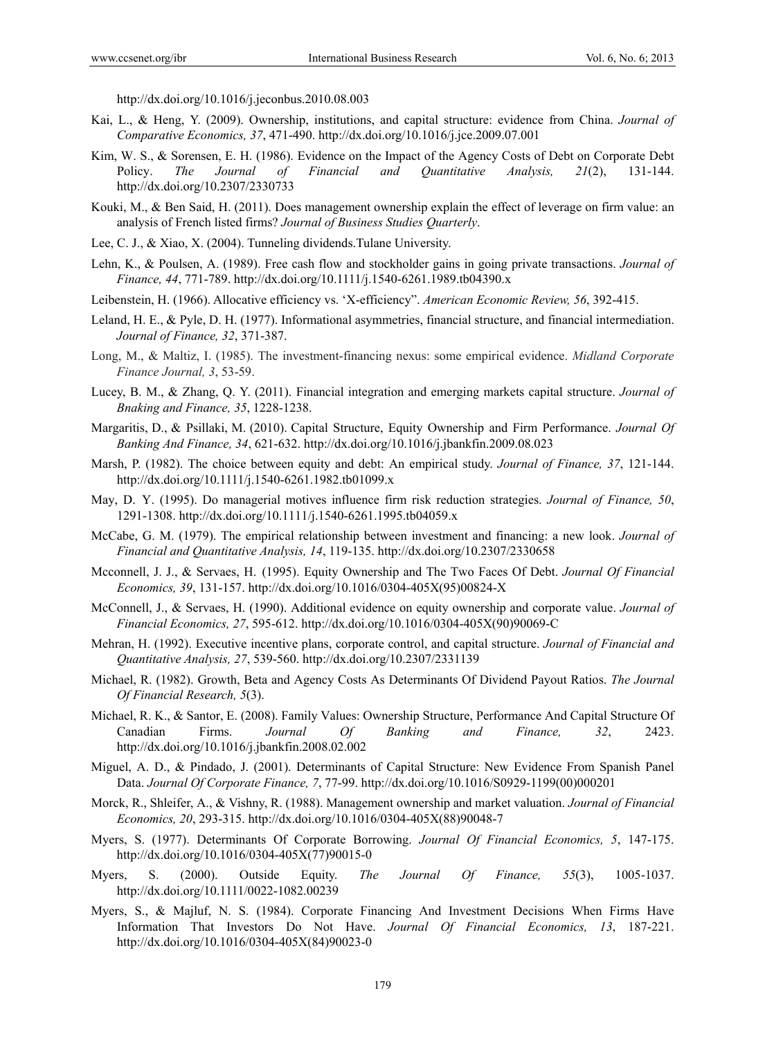http://dx.doi.org/10.1016/j.jeconbus.2010.08.003

Kai, L., & Heng, Y. (2009). Ownership, institutions, and capital structure: evidence from China. *Journal of Comparative Economics, 37*, 471-490. http://dx.doi.org/10.1016/j.jce.2009.07.001

Kim, W. S., & Sorensen, E. H. (1986). Evidence on the Impact of the Agency Costs of Debt on Corporate Debt Policy. *The Journal of Financial and Quantitative Analysis, 21*(2), 131-144. http://dx.doi.org/10.2307/2330733

Kouki, M., & Ben Said, H. (2011). Does management ownership explain the effect of leverage on firm value: an analysis of French listed firms? *Journal of Business Studies Quarterly*.

Lee, C. J., & Xiao, X. (2004). Tunneling dividends.Tulane University.

Lehn, K., & Poulsen, A. (1989). Free cash flow and stockholder gains in going private transactions. *Journal of Finance, 44*, 771-789. http://dx.doi.org/10.1111/j.1540-6261.1989.tb04390.x

Leibenstein, H. (1966). Allocative efficiency vs. 'X-efficiency". *American Economic Review, 56*, 392-415.

Leland, H. E., & Pyle, D. H. (1977). Informational asymmetries, financial structure, and financial intermediation. *Journal of Finance, 32*, 371-387.

Long, M., & Maltiz, I. (1985). The investment-financing nexus: some empirical evidence. *Midland Corporate Finance Journal, 3*, 53-59.

Lucey, B. M., & Zhang, Q. Y. (2011). Financial integration and emerging markets capital structure. *Journal of Bnaking and Finance, 35*, 1228-1238.

Margaritis, D., & Psillaki, M. (2010). Capital Structure, Equity Ownership and Firm Performance. *Journal Of Banking And Finance, 34*, 621-632. http://dx.doi.org/10.1016/j.jbankfin.2009.08.023

Marsh, P. (1982). The choice between equity and debt: An empirical study. *Journal of Finance, 37*, 121-144. http://dx.doi.org/10.1111/j.1540-6261.1982.tb01099.x

May, D. Y. (1995). Do managerial motives influence firm risk reduction strategies. *Journal of Finance, 50*, 1291-1308. http://dx.doi.org/10.1111/j.1540-6261.1995.tb04059.x

McCabe, G. M. (1979). The empirical relationship between investment and financing: a new look. *Journal of Financial and Quantitative Analysis, 14*, 119-135. http://dx.doi.org/10.2307/2330658

Mcconnell, J. J., & Servaes, H. (1995). Equity Ownership and The Two Faces Of Debt. *Journal Of Financial Economics, 39*, 131-157. http://dx.doi.org/10.1016/0304-405X(95)00824-X

McConnell, J., & Servaes, H. (1990). Additional evidence on equity ownership and corporate value. *Journal of Financial Economics, 27*, 595-612. http://dx.doi.org/10.1016/0304-405X(90)90069-C

Mehran, H. (1992). Executive incentive plans, corporate control, and capital structure. *Journal of Financial and Quantitative Analysis, 27*, 539-560. http://dx.doi.org/10.2307/2331139

Michael, R. (1982). Growth, Beta and Agency Costs As Determinants Of Dividend Payout Ratios. *The Journal Of Financial Research, 5*(3).

Michael, R. K., & Santor, E. (2008). Family Values: Ownership Structure, Performance And Capital Structure Of Canadian Firms. *Journal Of Banking and Finance, 32*, 2423. http://dx.doi.org/10.1016/j.jbankfin.2008.02.002

Miguel, A. D., & Pindado, J. (2001). Determinants of Capital Structure: New Evidence From Spanish Panel Data. *Journal Of Corporate Finance, 7*, 77-99. http://dx.doi.org/10.1016/S0929-1199(00)000201

Morck, R., Shleifer, A., & Vishny, R. (1988). Management ownership and market valuation. *Journal of Financial Economics, 20*, 293-315. http://dx.doi.org/10.1016/0304-405X(88)90048-7

Myers, S. (1977). Determinants Of Corporate Borrowing. *Journal Of Financial Economics, 5*, 147-175. http://dx.doi.org/10.1016/0304-405X(77)90015-0

Myers, S. (2000). Outside Equity. *The Journal Of Finance, 55*(3), 1005-1037. http://dx.doi.org/10.1111/0022-1082.00239

Myers, S., & Majluf, N. S. (1984). Corporate Financing And Investment Decisions When Firms Have Information That Investors Do Not Have. *Journal Of Financial Economics, 13*, 187-221. http://dx.doi.org/10.1016/0304-405X(84)90023-0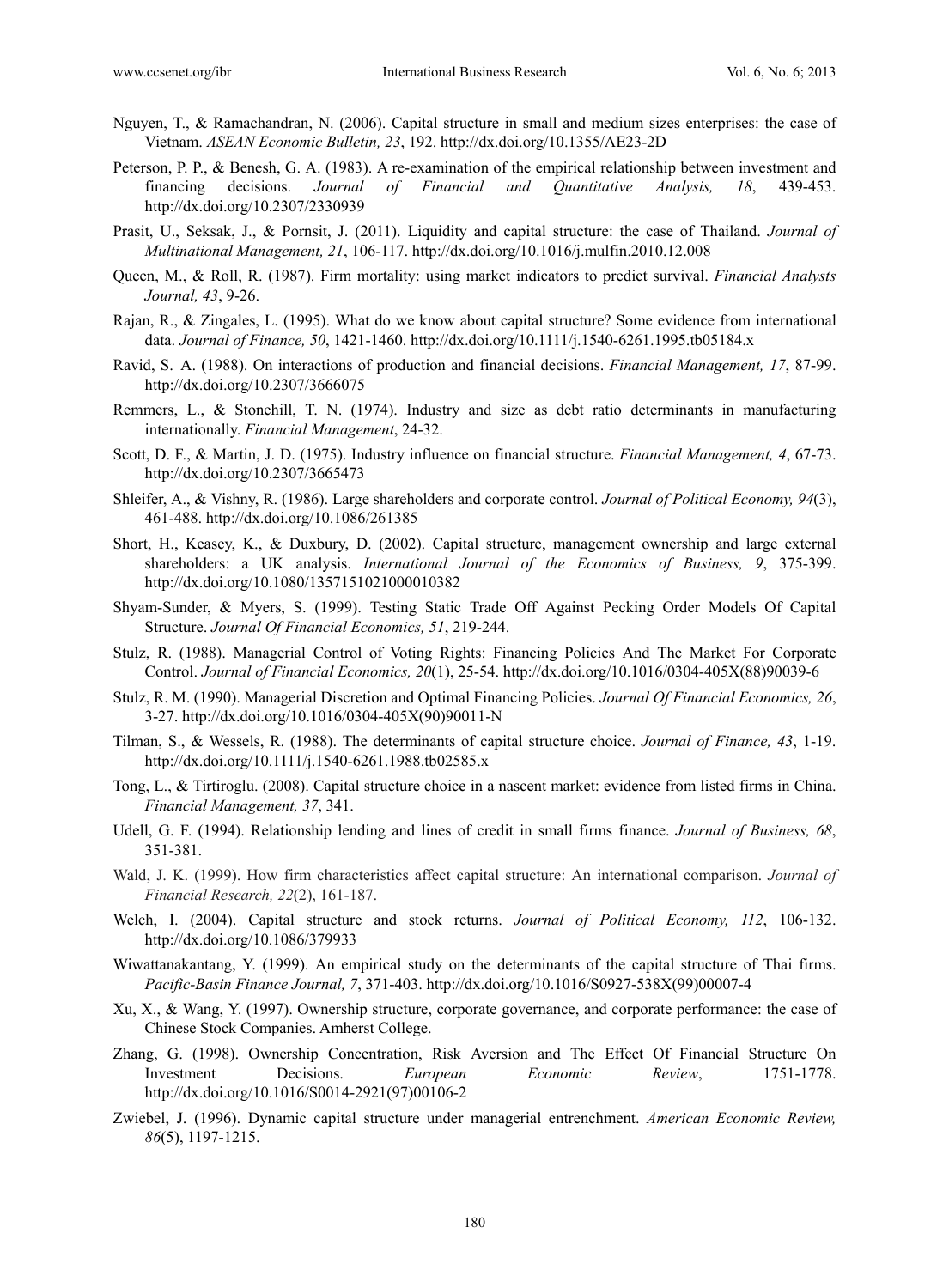Nguyen, T., & Ramachandran, N. (2006). Capital structure in small and medium sizes enterprises: the case of Vietnam. *ASEAN Economic Bulletin, 23*, 192. http://dx.doi.org/10.1355/AE23-2D

Peterson, P. P., & Benesh, G. A. (1983). A re-examination of the empirical relationship between investment and financing decisions. *Journal of Financial and Quantitative Analysis, 18*, 439-453. http://dx.doi.org/10.2307/2330939

Prasit, U., Seksak, J., & Pornsit, J. (2011). Liquidity and capital structure: the case of Thailand. *Journal of Multinational Management, 21*, 106-117. http://dx.doi.org/10.1016/j.mulfin.2010.12.008

Queen, M., & Roll, R. (1987). Firm mortality: using market indicators to predict survival. *Financial Analysts Journal, 43*, 9-26.

Rajan, R., & Zingales, L. (1995). What do we know about capital structure? Some evidence from international data. *Journal of Finance, 50*, 1421-1460. http://dx.doi.org/10.1111/j.1540-6261.1995.tb05184.x

Ravid, S. A. (1988). On interactions of production and financial decisions. *Financial Management, 17*, 87-99. http://dx.doi.org/10.2307/3666075

Remmers, L., & Stonehill, T. N. (1974). Industry and size as debt ratio determinants in manufacturing internationally. *Financial Management*, 24-32.

Scott, D. F., & Martin, J. D. (1975). Industry influence on financial structure. *Financial Management, 4*, 67-73. http://dx.doi.org/10.2307/3665473

Shleifer, A., & Vishny, R. (1986). Large shareholders and corporate control. *Journal of Political Economy, 94*(3), 461-488. http://dx.doi.org/10.1086/261385

Short, H., Keasey, K., & Duxbury, D. (2002). Capital structure, management ownership and large external shareholders: a UK analysis. *International Journal of the Economics of Business, 9*, 375-399. http://dx.doi.org/10.1080/1357151021000010382

Shyam-Sunder, & Myers, S. (1999). Testing Static Trade Off Against Pecking Order Models Of Capital Structure. *Journal Of Financial Economics, 51*, 219-244.

Stulz, R. (1988). Managerial Control of Voting Rights: Financing Policies And The Market For Corporate Control. *Journal of Financial Economics, 20*(1), 25-54. http://dx.doi.org/10.1016/0304-405X(88)90039-6

Stulz, R. M. (1990). Managerial Discretion and Optimal Financing Policies. *Journal Of Financial Economics, 26*, 3-27. http://dx.doi.org/10.1016/0304-405X(90)90011-N

Tilman, S., & Wessels, R. (1988). The determinants of capital structure choice. *Journal of Finance, 43*, 1-19. http://dx.doi.org/10.1111/j.1540-6261.1988.tb02585.x

Tong, L., & Tirtiroglu. (2008). Capital structure choice in a nascent market: evidence from listed firms in China. *Financial Management, 37*, 341.

Udell, G. F. (1994). Relationship lending and lines of credit in small firms finance. *Journal of Business, 68*, 351-381.

Wald, J. K. (1999). How firm characteristics affect capital structure: An international comparison. *Journal of Financial Research, 22*(2), 161-187.

Welch, I. (2004). Capital structure and stock returns. *Journal of Political Economy, 112*, 106-132. http://dx.doi.org/10.1086/379933

Wiwattanakantang, Y. (1999). An empirical study on the determinants of the capital structure of Thai firms. *Pacific-Basin Finance Journal, 7*, 371-403. http://dx.doi.org/10.1016/S0927-538X(99)00007-4

Xu, X., & Wang, Y. (1997). Ownership structure, corporate governance, and corporate performance: the case of Chinese Stock Companies. Amherst College.

Zhang, G. (1998). Ownership Concentration, Risk Aversion and The Effect Of Financial Structure On Investment Decisions. *European Economic Review*, 1751-1778. http://dx.doi.org/10.1016/S0014-2921(97)00106-2

Zwiebel, J. (1996). Dynamic capital structure under managerial entrenchment. *American Economic Review, 86*(5), 1197-1215.